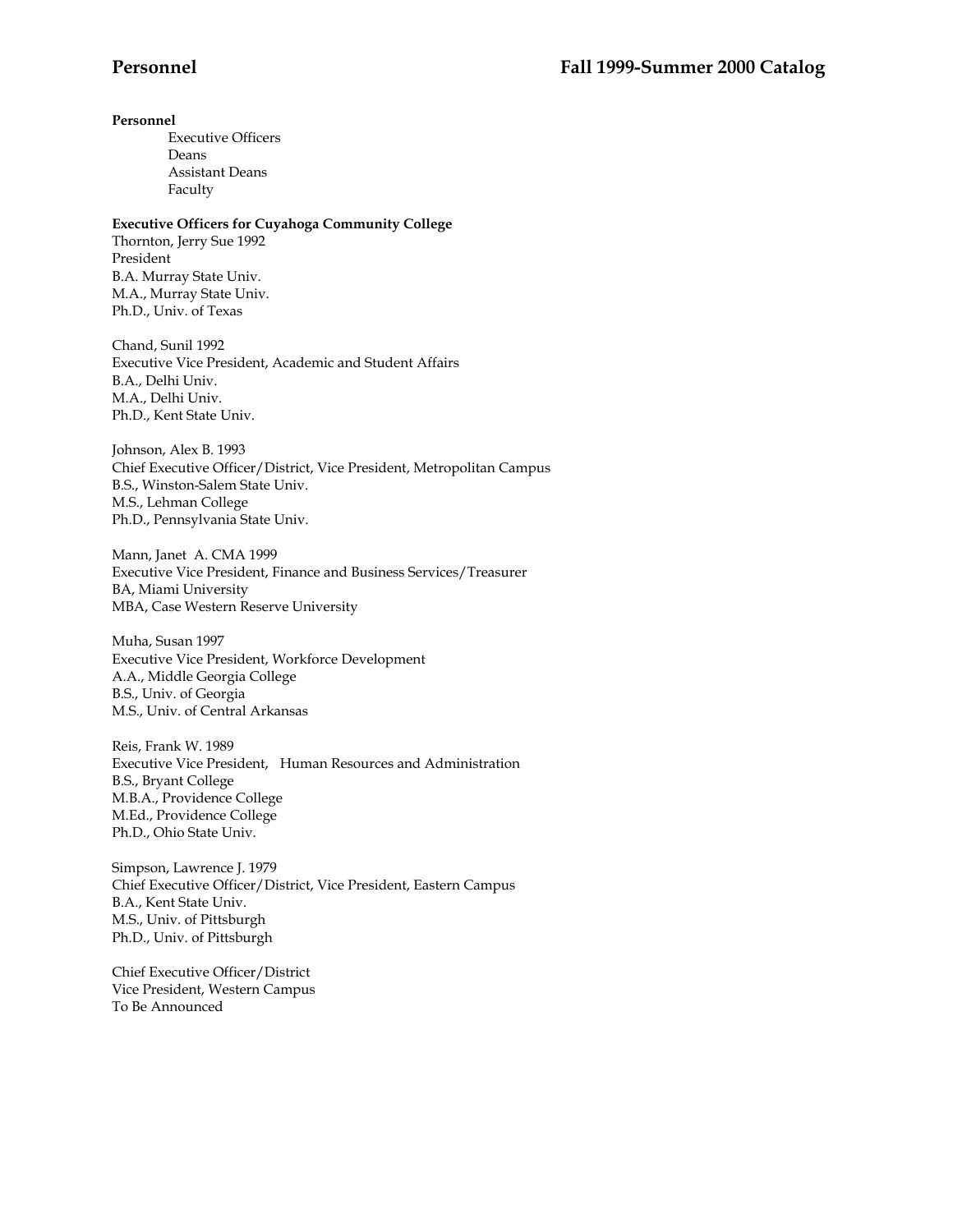**Personnel**

- Executive Officers
- Deans
- Assistant Deans
- Faculty

**Executive Officers for Cuyahoga Community College**

Thornton, Jerry Sue 1992
President
B.A. Murray State Univ.
M.A., Murray State Univ.
Ph.D., Univ. of Texas

Chand, Sunil 1992
Executive Vice President, Academic and Student Affairs
B.A., Delhi Univ.
M.A., Delhi Univ.
Ph.D., Kent State Univ.

Johnson, Alex B. 1993
Chief Executive Officer/District, Vice President, Metropolitan Campus
B.S., Winston-Salem State Univ.
M.S., Lehman College
Ph.D., Pennsylvania State Univ.

Mann, Janet A. CMA 1999
Executive Vice President, Finance and Business Services/Treasurer
BA, Miami University
MBA, Case Western Reserve University

Muha, Susan 1997
Executive Vice President, Workforce Development
A.A., Middle Georgia College
B.S., Univ. of Georgia
M.S., Univ. of Central Arkansas

Reis, Frank W. 1989
Executive Vice President, Human Resources and Administration
B.S., Bryant College
M.B.A., Providence College
M.Ed., Providence College
Ph.D., Ohio State Univ.

Simpson, Lawrence J. 1979
Chief Executive Officer/District, Vice President, Eastern Campus
B.A., Kent State Univ.
M.S., Univ. of Pittsburgh
Ph.D., Univ. of Pittsburgh

Chief Executive Officer/District
Vice President, Western Campus
To Be Announced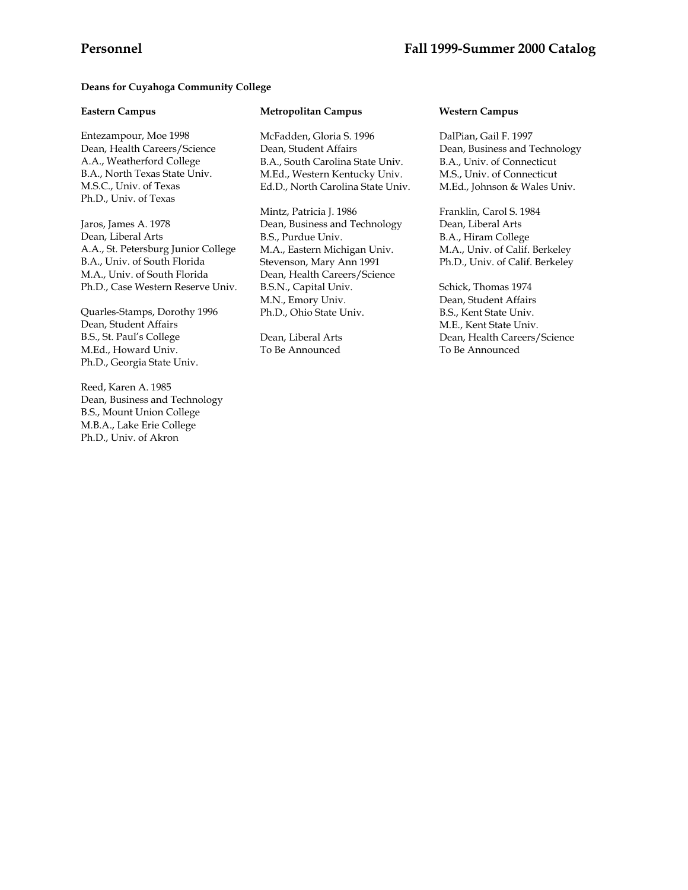**Deans for Cuyahoga Community College**

**Eastern Campus**

Entezampour, Moe 1998
Dean, Health Careers/Science
A.A., Weatherford College
B.A., North Texas State Univ.
M.S.C., Univ. of Texas
Ph.D., Univ. of Texas

Jaros, James A. 1978
Dean, Liberal Arts
A.A., St. Petersburg Junior College
B.A., Univ. of South Florida
M.A., Univ. of South Florida
Ph.D., Case Western Reserve Univ.

Quarles-Stamps, Dorothy 1996
Dean, Student Affairs
B.S., St. Paul's College
M.Ed., Howard Univ.
Ph.D., Georgia State Univ.

Reed, Karen A. 1985
Dean, Business and Technology
B.S., Mount Union College
M.B.A., Lake Erie College
Ph.D., Univ. of Akron

**Metropolitan Campus**

McFadden, Gloria S. 1996
Dean, Student Affairs
B.A., South Carolina State Univ.
M.Ed., Western Kentucky Univ.
Ed.D., North Carolina State Univ.

Mintz, Patricia J. 1986
Dean, Business and Technology
B.S., Purdue Univ.
M.A., Eastern Michigan Univ.
Stevenson, Mary Ann 1991
Dean, Health Careers/Science
B.S.N., Capital Univ.
M.N., Emory Univ.
Ph.D., Ohio State Univ.

Dean, Liberal Arts
To Be Announced

**Western Campus**

DalPian, Gail F. 1997
Dean, Business and Technology
B.A., Univ. of Connecticut
M.S., Univ. of Connecticut
M.Ed., Johnson & Wales Univ.

Franklin, Carol S. 1984
Dean, Liberal Arts
B.A., Hiram College
M.A., Univ. of Calif. Berkeley
Ph.D., Univ. of Calif. Berkeley

Schick, Thomas 1974
Dean, Student Affairs
B.S., Kent State Univ.
M.E., Kent State Univ.
Dean, Health Careers/Science
To Be Announced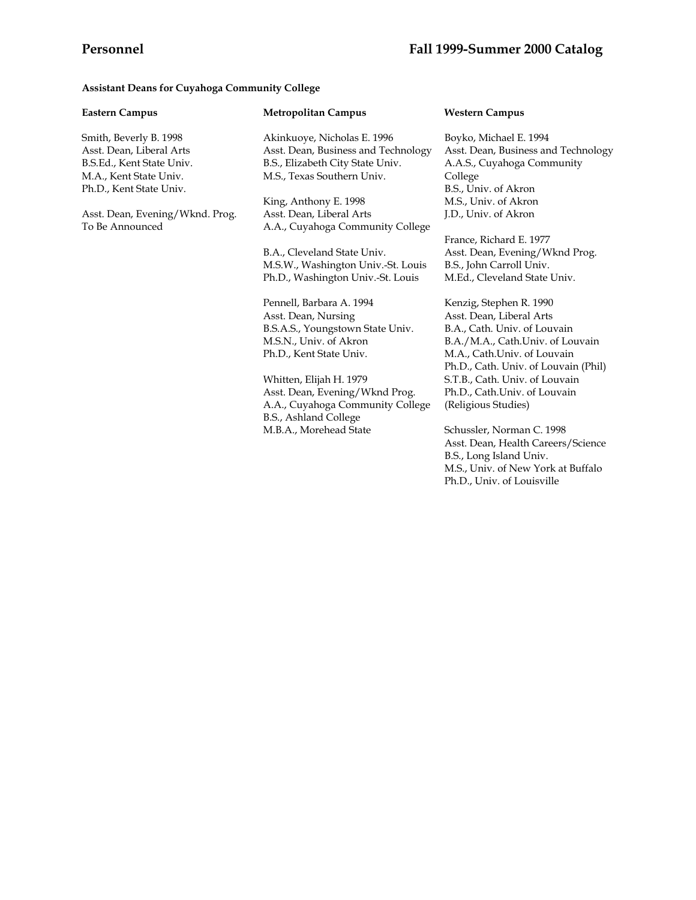**Assistant Deans for Cuyahoga Community College**

### Eastern Campus

Smith, Beverly B. 1998
Asst. Dean, Liberal Arts
B.S.Ed., Kent State Univ.
M.A., Kent State Univ.
Ph.D., Kent State Univ.

Asst. Dean, Evening/Wknd. Prog.
To Be Announced

### Metropolitan Campus

Akinkuoye, Nicholas E. 1996
Asst. Dean, Business and Technology
B.S., Elizabeth City State Univ.
M.S., Texas Southern Univ.

King, Anthony E. 1998
Asst. Dean, Liberal Arts
A.A., Cuyahoga Community College

B.A., Cleveland State Univ.
M.S.W., Washington Univ.-St. Louis
Ph.D., Washington Univ.-St. Louis

Pennell, Barbara A. 1994
Asst. Dean, Nursing
B.S.A.S., Youngstown State Univ.
M.S.N., Univ. of Akron
Ph.D., Kent State Univ.

Whitten, Elijah H. 1979
Asst. Dean, Evening/Wknd Prog.
A.A., Cuyahoga Community College
B.S., Ashland College
M.B.A., Morehead State

### Western Campus

Boyko, Michael E. 1994
Asst. Dean, Business and Technology
A.A.S., Cuyahoga Community College
B.S., Univ. of Akron
M.S., Univ. of Akron
J.D., Univ. of Akron

France, Richard E. 1977
Asst. Dean, Evening/Wknd Prog.
B.S., John Carroll Univ.
M.Ed., Cleveland State Univ.

Kenzig, Stephen R. 1990
Asst. Dean, Liberal Arts
B.A., Cath. Univ. of Louvain
B.A./M.A., Cath.Univ. of Louvain
M.A., Cath.Univ. of Louvain
Ph.D., Cath. Univ. of Louvain (Phil)
S.T.B., Cath. Univ. of Louvain
Ph.D., Cath.Univ. of Louvain (Religious Studies)

Schussler, Norman C. 1998
Asst. Dean, Health Careers/Science
B.S., Long Island Univ.
M.S., Univ. of New York at Buffalo
Ph.D., Univ. of Louisville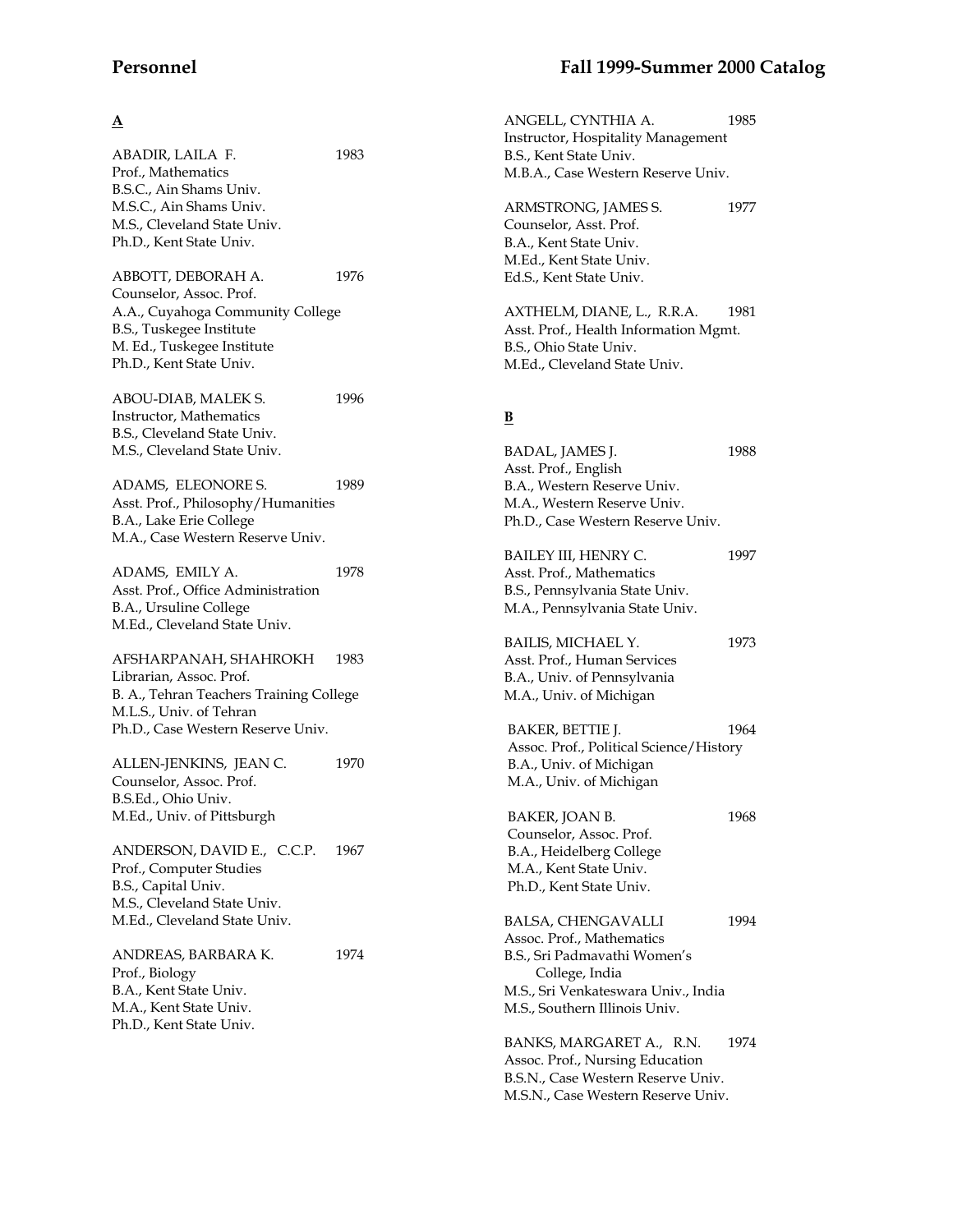**A**

ABADIR, LAILA F. 1983
Prof., Mathematics
B.S.C., Ain Shams Univ.
M.S.C., Ain Shams Univ.
M.S., Cleveland State Univ.
Ph.D., Kent State Univ.

ABBOTT, DEBORAH A. 1976
Counselor, Assoc. Prof.
A.A., Cuyahoga Community College
B.S., Tuskegee Institute
M. Ed., Tuskegee Institute
Ph.D., Kent State Univ.

ABOU-DIAB, MALEK S. 1996
Instructor, Mathematics
B.S., Cleveland State Univ.
M.S., Cleveland State Univ.

ADAMS, ELEONORE S. 1989
Asst. Prof., Philosophy/Humanities
B.A., Lake Erie College
M.A., Case Western Reserve Univ.

ADAMS, EMILY A. 1978
Asst. Prof., Office Administration
B.A., Ursuline College
M.Ed., Cleveland State Univ.

AFSHARPANAH, SHAHROKH 1983
Librarian, Assoc. Prof.
B. A., Tehran Teachers Training College
M.L.S., Univ. of Tehran
Ph.D., Case Western Reserve Univ.

ALLEN-JENKINS, JEAN C. 1970
Counselor, Assoc. Prof.
B.S.Ed., Ohio Univ.
M.Ed., Univ. of Pittsburgh

ANDERSON, DAVID E., C.C.P. 1967
Prof., Computer Studies
B.S., Capital Univ.
M.S., Cleveland State Univ.
M.Ed., Cleveland State Univ.

ANDREAS, BARBARA K. 1974
Prof., Biology
B.A., Kent State Univ.
M.A., Kent State Univ.
Ph.D., Kent State Univ.

ANGELL, CYNTHIA A. 1985
Instructor, Hospitality Management
B.S., Kent State Univ.
M.B.A., Case Western Reserve Univ.

ARMSTRONG, JAMES S. 1977
Counselor, Asst. Prof.
B.A., Kent State Univ.
M.Ed., Kent State Univ.
Ed.S., Kent State Univ.

AXTHELM, DIANE, L., R.R.A. 1981
Asst. Prof., Health Information Mgmt.
B.S., Ohio State Univ.
M.Ed., Cleveland State Univ.

**B**

BADAL, JAMES J. 1988
Asst. Prof., English
B.A., Western Reserve Univ.
M.A., Western Reserve Univ.
Ph.D., Case Western Reserve Univ.

BAILEY III, HENRY C. 1997
Asst. Prof., Mathematics
B.S., Pennsylvania State Univ.
M.A., Pennsylvania State Univ.

BAILIS, MICHAEL Y. 1973
Asst. Prof., Human Services
B.A., Univ. of Pennsylvania
M.A., Univ. of Michigan

BAKER, BETTIE J. 1964
Assoc. Prof., Political Science/History
B.A., Univ. of Michigan
M.A., Univ. of Michigan

BAKER, JOAN B. 1968
Counselor, Assoc. Prof.
B.A., Heidelberg College
M.A., Kent State Univ.
Ph.D., Kent State Univ.

BALSA, CHENGAVALLI 1994
Assoc. Prof., Mathematics
B.S., Sri Padmavathi Women's College, India
M.S., Sri Venkateswara Univ., India
M.S., Southern Illinois Univ.

BANKS, MARGARET A., R.N. 1974
Assoc. Prof., Nursing Education
B.S.N., Case Western Reserve Univ.
M.S.N., Case Western Reserve Univ.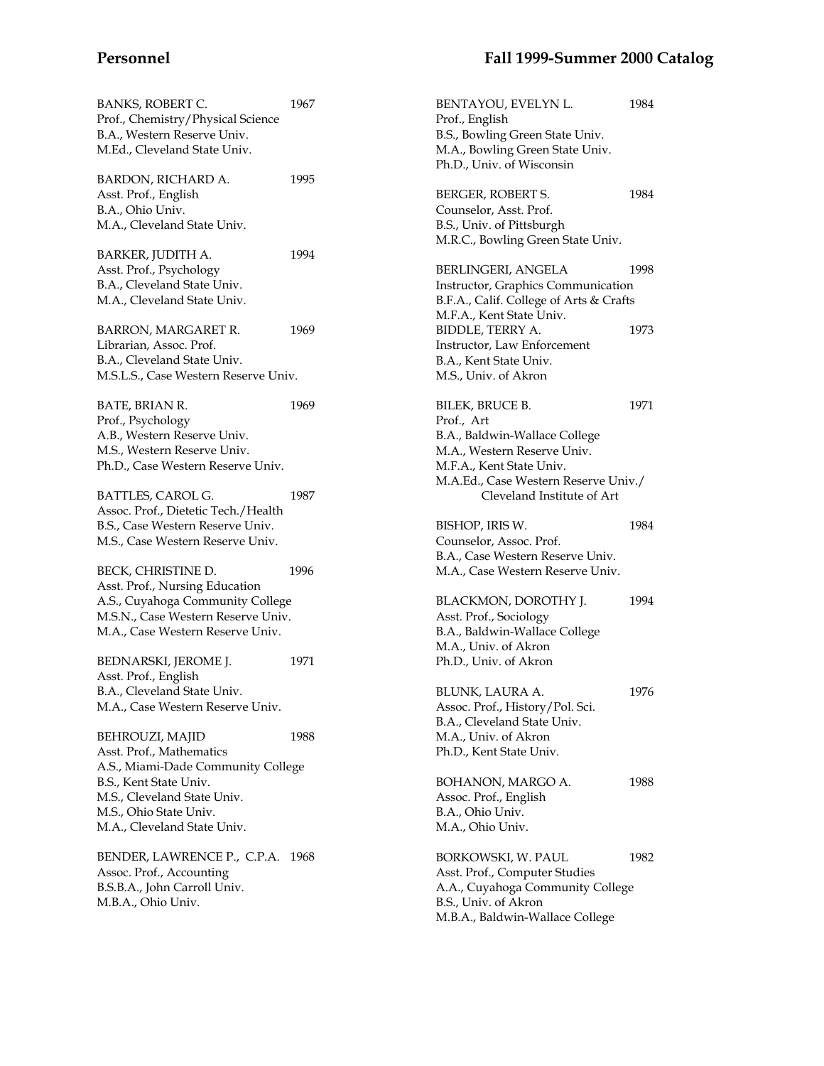BANKS, ROBERT C. 1967
Prof., Chemistry/Physical Science
B.A., Western Reserve Univ.
M.Ed., Cleveland State Univ.

BARDON, RICHARD A. 1995
Asst. Prof., English
B.A., Ohio Univ.
M.A., Cleveland State Univ.

BARKER, JUDITH A. 1994
Asst. Prof., Psychology
B.A., Cleveland State Univ.
M.A., Cleveland State Univ.

BARRON, MARGARET R. 1969
Librarian, Assoc. Prof.
B.A., Cleveland State Univ.
M.S.L.S., Case Western Reserve Univ.

BATE, BRIAN R. 1969
Prof., Psychology
A.B., Western Reserve Univ.
M.S., Western Reserve Univ.
Ph.D., Case Western Reserve Univ.

BATTLES, CAROL G. 1987
Assoc. Prof., Dietetic Tech./Health
B.S., Case Western Reserve Univ.
M.S., Case Western Reserve Univ.

BECK, CHRISTINE D. 1996
Asst. Prof., Nursing Education
A.S., Cuyahoga Community College
M.S.N., Case Western Reserve Univ.
M.A., Case Western Reserve Univ.

BEDNARSKI, JEROME J. 1971
Asst. Prof., English
B.A., Cleveland State Univ.
M.A., Case Western Reserve Univ.

BEHROUZI, MAJID 1988
Asst. Prof., Mathematics
A.S., Miami-Dade Community College
B.S., Kent State Univ.
M.S., Cleveland State Univ.
M.S., Ohio State Univ.
M.A., Cleveland State Univ.

BENDER, LAWRENCE P., C.P.A. 1968
Assoc. Prof., Accounting
B.S.B.A., John Carroll Univ.
M.B.A., Ohio Univ.

BENTAYOU, EVELYN L. 1984
Prof., English
B.S., Bowling Green State Univ.
M.A., Bowling Green State Univ.
Ph.D., Univ. of Wisconsin

BERGER, ROBERT S. 1984
Counselor, Asst. Prof.
B.S., Univ. of Pittsburgh
M.R.C., Bowling Green State Univ.

BERLINGERI, ANGELA 1998
Instructor, Graphics Communication
B.F.A., Calif. College of Arts & Crafts
M.F.A., Kent State Univ.

BIDDLE, TERRY A. 1973
Instructor, Law Enforcement
B.A., Kent State Univ.
M.S., Univ. of Akron

BILEK, BRUCE B. 1971
Prof., Art
B.A., Baldwin-Wallace College
M.A., Western Reserve Univ.
M.F.A., Kent State Univ.
M.A.Ed., Case Western Reserve Univ./Cleveland Institute of Art

BISHOP, IRIS W. 1984
Counselor, Assoc. Prof.
B.A., Case Western Reserve Univ.
M.A., Case Western Reserve Univ.

BLACKMON, DOROTHY J. 1994
Asst. Prof., Sociology
B.A., Baldwin-Wallace College
M.A., Univ. of Akron
Ph.D., Univ. of Akron

BLUNK, LAURA A. 1976
Assoc. Prof., History/Pol. Sci.
B.A., Cleveland State Univ.
M.A., Univ. of Akron
Ph.D., Kent State Univ.

BOHANON, MARGO A. 1988
Assoc. Prof., English
B.A., Ohio Univ.
M.A., Ohio Univ.

BORKOWSKI, W. PAUL 1982
Asst. Prof., Computer Studies
A.A., Cuyahoga Community College
B.S., Univ. of Akron
M.B.A., Baldwin-Wallace College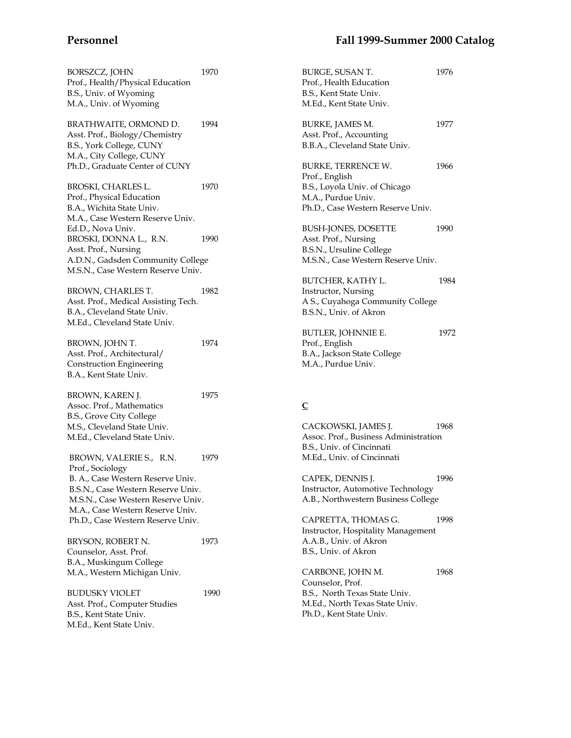BORSZCZ, JOHN 1970
Prof., Health/Physical Education
B.S., Univ. of Wyoming
M.A., Univ. of Wyoming

BRATHWAITE, ORMOND D. 1994
Asst. Prof., Biology/Chemistry
B.S., York College, CUNY
M.A., City College, CUNY
Ph.D., Graduate Center of CUNY

BROSKI, CHARLES L. 1970
Prof., Physical Education
B.A., Wichita State Univ.
M.A., Case Western Reserve Univ.
Ed.D., Nova Univ.

BROSKI, DONNA L., R.N. 1990
Asst. Prof., Nursing
A.D.N., Gadsden Community College
M.S.N., Case Western Reserve Univ.

BROWN, CHARLES T. 1982
Asst. Prof., Medical Assisting Tech.
B.A., Cleveland State Univ.
M.Ed., Cleveland State Univ.

BROWN, JOHN T. 1974
Asst. Prof., Architectural/
Construction Engineering
B.A., Kent State Univ.

BROWN, KAREN J. 1975
Assoc. Prof., Mathematics
B.S., Grove City College
M.S., Cleveland State Univ.
M.Ed., Cleveland State Univ.

BROWN, VALERIE S., R.N. 1979
Prof., Sociology
B. A., Case Western Reserve Univ.
B.S.N., Case Western Reserve Univ.
M.S.N., Case Western Reserve Univ.
M.A., Case Western Reserve Univ.
Ph.D., Case Western Reserve Univ.

BRYSON, ROBERT N. 1973
Counselor, Asst. Prof.
B.A., Muskingum College
M.A., Western Michigan Univ.

BUDUSKY VIOLET 1990
Asst. Prof., Computer Studies
B.S., Kent State Univ.
M.Ed., Kent State Univ.

BURGE, SUSAN T. 1976
Prof., Health Education
B.S., Kent State Univ.
M.Ed., Kent State Univ.

BURKE, JAMES M. 1977
Asst. Prof., Accounting
B.B.A., Cleveland State Univ.

BURKE, TERRENCE W. 1966
Prof., English
B.S., Loyola Univ. of Chicago
M.A., Purdue Univ.
Ph.D., Case Western Reserve Univ.

BUSH-JONES, DOSETTE 1990
Asst. Prof., Nursing
B.S.N., Ursuline College
M.S.N., Case Western Reserve Univ.

BUTCHER, KATHY L. 1984
Instructor, Nursing
A S., Cuyahoga Community College
B.S.N., Univ. of Akron

BUTLER, JOHNNIE E. 1972
Prof., English
B.A., Jackson State College
M.A., Purdue Univ.

## C

CACKOWSKI, JAMES J. 1968
Assoc. Prof., Business Administration
B.S., Univ. of Cincinnati
M.Ed., Univ. of Cincinnati

CAPEK, DENNIS J. 1996
Instructor, Automotive Technology
A.B., Northwestern Business College

CAPRETTA, THOMAS G. 1998
Instructor, Hospitality Management
A.A.B., Univ. of Akron
B.S., Univ. of Akron

CARBONE, JOHN M. 1968
Counselor, Prof.
B.S., North Texas State Univ.
M.Ed., North Texas State Univ.
Ph.D., Kent State Univ.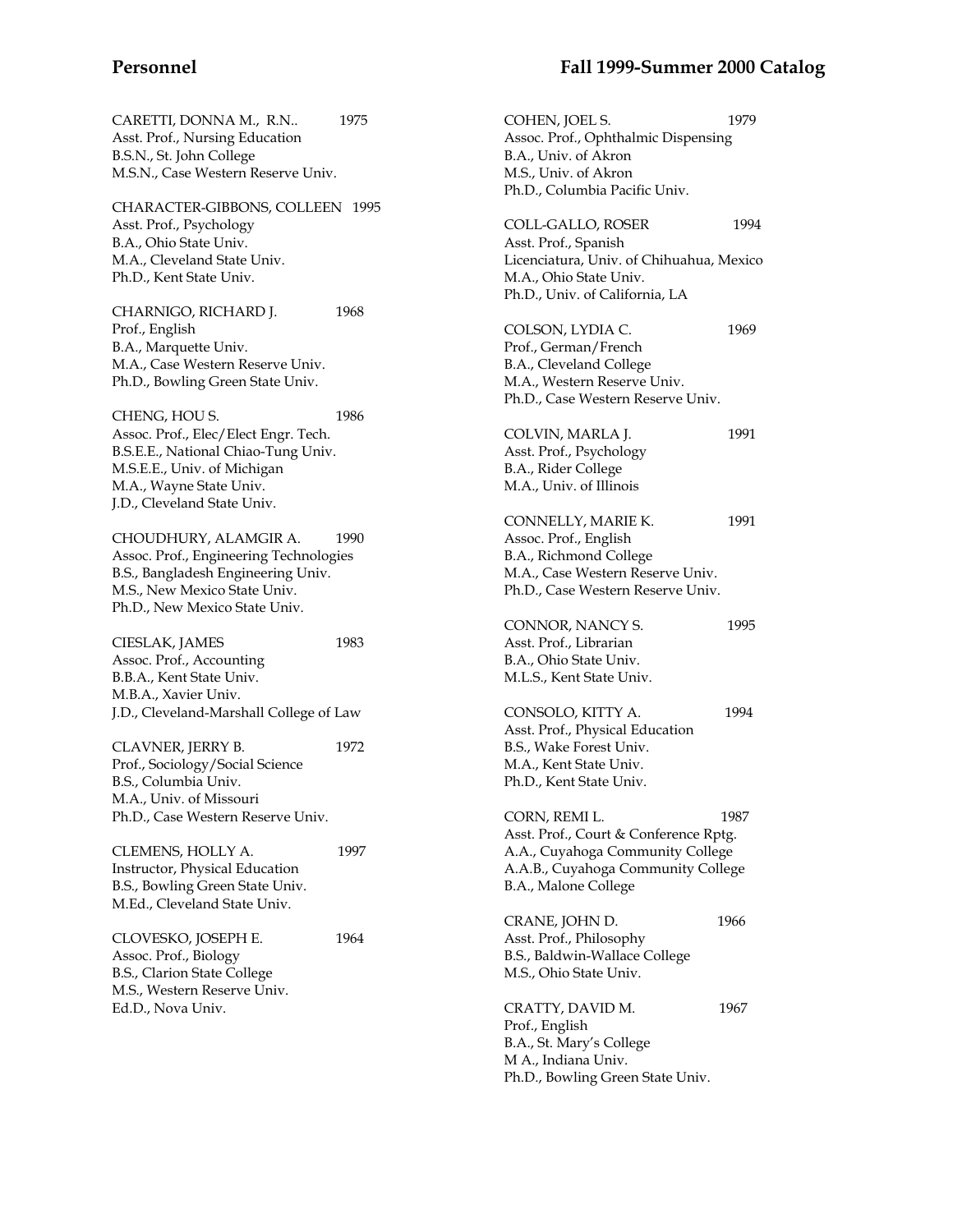CARETTI, DONNA M., R.N.. 1975
Asst. Prof., Nursing Education
B.S.N., St. John College
M.S.N., Case Western Reserve Univ.

CHARACTER-GIBBONS, COLLEEN 1995
Asst. Prof., Psychology
B.A., Ohio State Univ.
M.A., Cleveland State Univ.
Ph.D., Kent State Univ.

CHARNIGO, RICHARD J. 1968
Prof., English
B.A., Marquette Univ.
M.A., Case Western Reserve Univ.
Ph.D., Bowling Green State Univ.

CHENG, HOU S. 1986
Assoc. Prof., Elec/Elect Engr. Tech.
B.S.E.E., National Chiao-Tung Univ.
M.S.E.E., Univ. of Michigan
M.A., Wayne State Univ.
J.D., Cleveland State Univ.

CHOUDHURY, ALAMGIR A. 1990
Assoc. Prof., Engineering Technologies
B.S., Bangladesh Engineering Univ.
M.S., New Mexico State Univ.
Ph.D., New Mexico State Univ.

CIESLAK, JAMES 1983
Assoc. Prof., Accounting
B.B.A., Kent State Univ.
M.B.A., Xavier Univ.
J.D., Cleveland-Marshall College of Law

CLAVNER, JERRY B. 1972
Prof., Sociology/Social Science
B.S., Columbia Univ.
M.A., Univ. of Missouri
Ph.D., Case Western Reserve Univ.

CLEMENS, HOLLY A. 1997
Instructor, Physical Education
B.S., Bowling Green State Univ.
M.Ed., Cleveland State Univ.

CLOVESKO, JOSEPH E. 1964
Assoc. Prof., Biology
B.S., Clarion State College
M.S., Western Reserve Univ.
Ed.D., Nova Univ.

COHEN, JOEL S. 1979
Assoc. Prof., Ophthalmic Dispensing
B.A., Univ. of Akron
M.S., Univ. of Akron
Ph.D., Columbia Pacific Univ.

COLL-GALLO, ROSER 1994
Asst. Prof., Spanish
Licenciatura, Univ. of Chihuahua, Mexico
M.A., Ohio State Univ.
Ph.D., Univ. of California, LA

COLSON, LYDIA C. 1969
Prof., German/French
B.A., Cleveland College
M.A., Western Reserve Univ.
Ph.D., Case Western Reserve Univ.

COLVIN, MARLA J. 1991
Asst. Prof., Psychology
B.A., Rider College
M.A., Univ. of Illinois

CONNELLY, MARIE K. 1991
Assoc. Prof., English
B.A., Richmond College
M.A., Case Western Reserve Univ.
Ph.D., Case Western Reserve Univ.

CONNOR, NANCY S. 1995
Asst. Prof., Librarian
B.A., Ohio State Univ.
M.L.S., Kent State Univ.

CONSOLO, KITTY A. 1994
Asst. Prof., Physical Education
B.S., Wake Forest Univ.
M.A., Kent State Univ.
Ph.D., Kent State Univ.

CORN, REMI L. 1987
Asst. Prof., Court & Conference Rptg.
A.A., Cuyahoga Community College
A.A.B., Cuyahoga Community College
B.A., Malone College

CRANE, JOHN D. 1966
Asst. Prof., Philosophy
B.S., Baldwin-Wallace College
M.S., Ohio State Univ.

CRATTY, DAVID M. 1967
Prof., English
B.A., St. Mary's College
M A., Indiana Univ.
Ph.D., Bowling Green State Univ.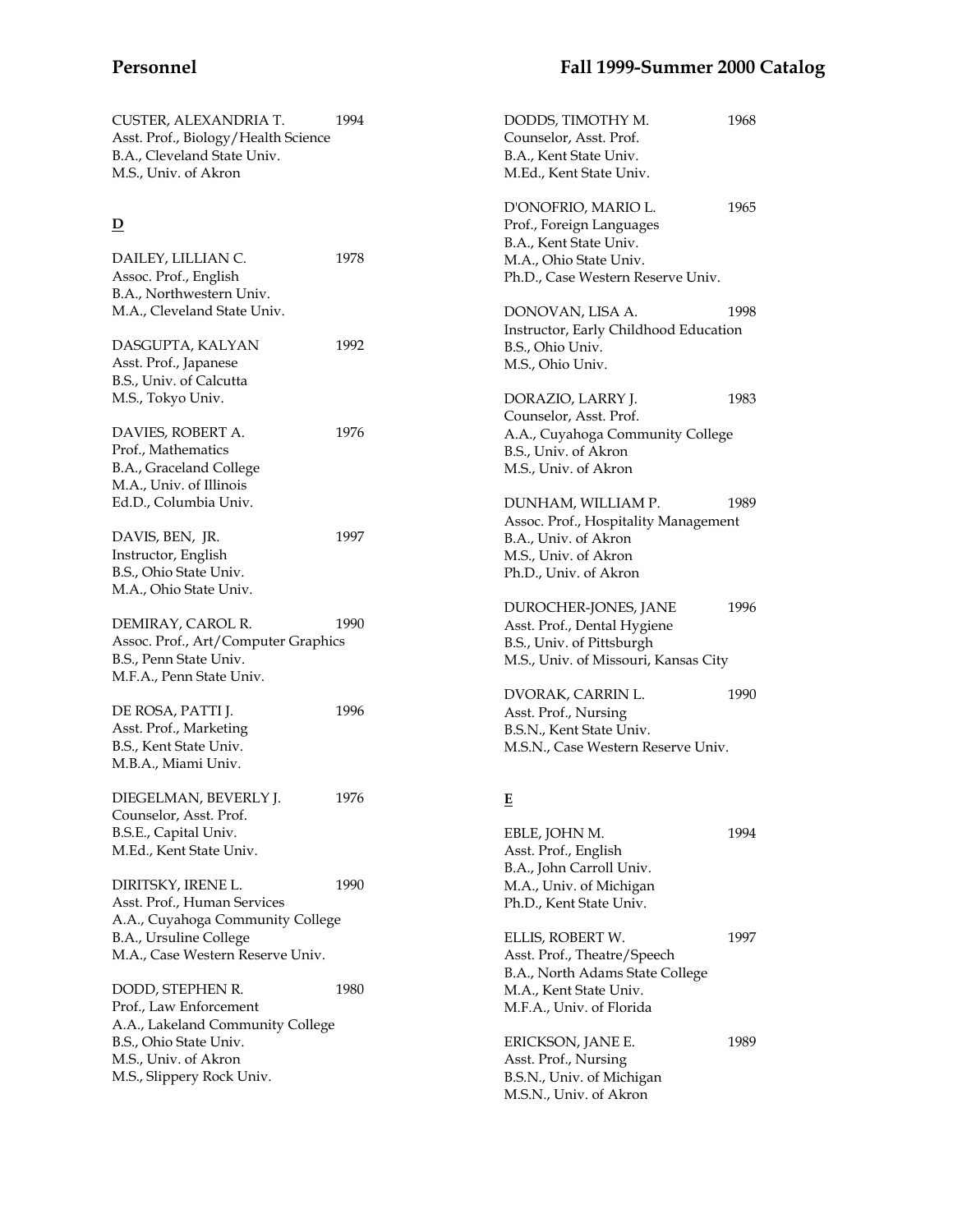CUSTER, ALEXANDRIA T. 1994
Asst. Prof., Biology/Health Science
B.A., Cleveland State Univ.
M.S., Univ. of Akron

## D

DAILEY, LILLIAN C. 1978
Assoc. Prof., English
B.A., Northwestern Univ.
M.A., Cleveland State Univ.

DASGUPTA, KALYAN 1992
Asst. Prof., Japanese
B.S., Univ. of Calcutta
M.S., Tokyo Univ.

DAVIES, ROBERT A. 1976
Prof., Mathematics
B.A., Graceland College
M.A., Univ. of Illinois
Ed.D., Columbia Univ.

DAVIS, BEN, JR. 1997
Instructor, English
B.S., Ohio State Univ.
M.A., Ohio State Univ.

DEMIRAY, CAROL R. 1990
Assoc. Prof., Art/Computer Graphics
B.S., Penn State Univ.
M.F.A., Penn State Univ.

DE ROSA, PATTI J. 1996
Asst. Prof., Marketing
B.S., Kent State Univ.
M.B.A., Miami Univ.

DIEGELMAN, BEVERLY J. 1976
Counselor, Asst. Prof.
B.S.E., Capital Univ.
M.Ed., Kent State Univ.

DIRITSKY, IRENE L. 1990
Asst. Prof., Human Services
A.A., Cuyahoga Community College
B.A., Ursuline College
M.A., Case Western Reserve Univ.

DODD, STEPHEN R. 1980
Prof., Law Enforcement
A.A., Lakeland Community College
B.S., Ohio State Univ.
M.S., Univ. of Akron
M.S., Slippery Rock Univ.

DODDS, TIMOTHY M. 1968
Counselor, Asst. Prof.
B.A., Kent State Univ.
M.Ed., Kent State Univ.

D'ONOFRIO, MARIO L. 1965
Prof., Foreign Languages
B.A., Kent State Univ.
M.A., Ohio State Univ.
Ph.D., Case Western Reserve Univ.

DONOVAN, LISA A. 1998
Instructor, Early Childhood Education
B.S., Ohio Univ.
M.S., Ohio Univ.

DORAZIO, LARRY J. 1983
Counselor, Asst. Prof.
A.A., Cuyahoga Community College
B.S., Univ. of Akron
M.S., Univ. of Akron

DUNHAM, WILLIAM P. 1989
Assoc. Prof., Hospitality Management
B.A., Univ. of Akron
M.S., Univ. of Akron
Ph.D., Univ. of Akron

DUROCHER-JONES, JANE 1996
Asst. Prof., Dental Hygiene
B.S., Univ. of Pittsburgh
M.S., Univ. of Missouri, Kansas City

DVORAK, CARRIN L. 1990
Asst. Prof., Nursing
B.S.N., Kent State Univ.
M.S.N., Case Western Reserve Univ.

## E

EBLE, JOHN M. 1994
Asst. Prof., English
B.A., John Carroll Univ.
M.A., Univ. of Michigan
Ph.D., Kent State Univ.

ELLIS, ROBERT W. 1997
Asst. Prof., Theatre/Speech
B.A., North Adams State College
M.A., Kent State Univ.
M.F.A., Univ. of Florida

ERICKSON, JANE E. 1989
Asst. Prof., Nursing
B.S.N., Univ. of Michigan
M.S.N., Univ. of Akron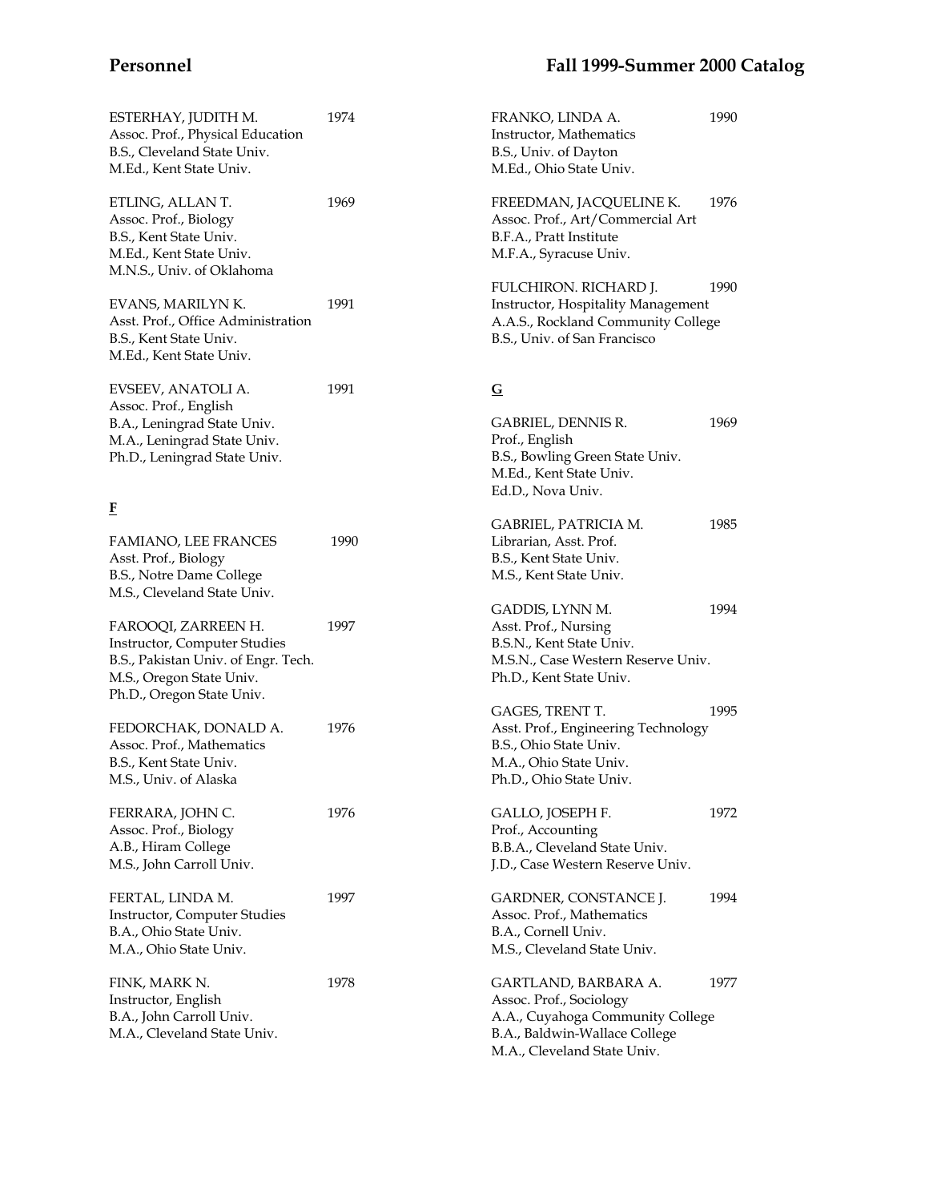ESTERHAY, JUDITH M. 1974
Assoc. Prof., Physical Education
B.S., Cleveland State Univ.
M.Ed., Kent State Univ.

ETLING, ALLAN T. 1969
Assoc. Prof., Biology
B.S., Kent State Univ.
M.Ed., Kent State Univ.
M.N.S., Univ. of Oklahoma

EVANS, MARILYN K. 1991
Asst. Prof., Office Administration
B.S., Kent State Univ.
M.Ed., Kent State Univ.

EVSEEV, ANATOLI A. 1991
Assoc. Prof., English
B.A., Leningrad State Univ.
M.A., Leningrad State Univ.
Ph.D., Leningrad State Univ.

## F

FAMIANO, LEE FRANCES 1990
Asst. Prof., Biology
B.S., Notre Dame College
M.S., Cleveland State Univ.

FAROOQI, ZARREEN H. 1997
Instructor, Computer Studies
B.S., Pakistan Univ. of Engr. Tech.
M.S., Oregon State Univ.
Ph.D., Oregon State Univ.

FEDORCHAK, DONALD A. 1976
Assoc. Prof., Mathematics
B.S., Kent State Univ.
M.S., Univ. of Alaska

FERRARA, JOHN C. 1976
Assoc. Prof., Biology
A.B., Hiram College
M.S., John Carroll Univ.

FERTAL, LINDA M. 1997
Instructor, Computer Studies
B.A., Ohio State Univ.
M.A., Ohio State Univ.

FINK, MARK N. 1978
Instructor, English
B.A., John Carroll Univ.
M.A., Cleveland State Univ.

FRANKO, LINDA A. 1990
Instructor, Mathematics
B.S., Univ. of Dayton
M.Ed., Ohio State Univ.

FREEDMAN, JACQUELINE K. 1976
Assoc. Prof., Art/Commercial Art
B.F.A., Pratt Institute
M.F.A., Syracuse Univ.

FULCHIRON. RICHARD J. 1990
Instructor, Hospitality Management
A.A.S., Rockland Community College
B.S., Univ. of San Francisco

## G

GABRIEL, DENNIS R. 1969
Prof., English
B.S., Bowling Green State Univ.
M.Ed., Kent State Univ.
Ed.D., Nova Univ.

GABRIEL, PATRICIA M. 1985
Librarian, Asst. Prof.
B.S., Kent State Univ.
M.S., Kent State Univ.

GADDIS, LYNN M. 1994
Asst. Prof., Nursing
B.S.N., Kent State Univ.
M.S.N., Case Western Reserve Univ.
Ph.D., Kent State Univ.

GAGES, TRENT T. 1995
Asst. Prof., Engineering Technology
B.S., Ohio State Univ.
M.A., Ohio State Univ.
Ph.D., Ohio State Univ.

GALLO, JOSEPH F. 1972
Prof., Accounting
B.B.A., Cleveland State Univ.
J.D., Case Western Reserve Univ.

GARDNER, CONSTANCE J. 1994
Assoc. Prof., Mathematics
B.A., Cornell Univ.
M.S., Cleveland State Univ.

GARTLAND, BARBARA A. 1977
Assoc. Prof., Sociology
A.A., Cuyahoga Community College
B.A., Baldwin-Wallace College
M.A., Cleveland State Univ.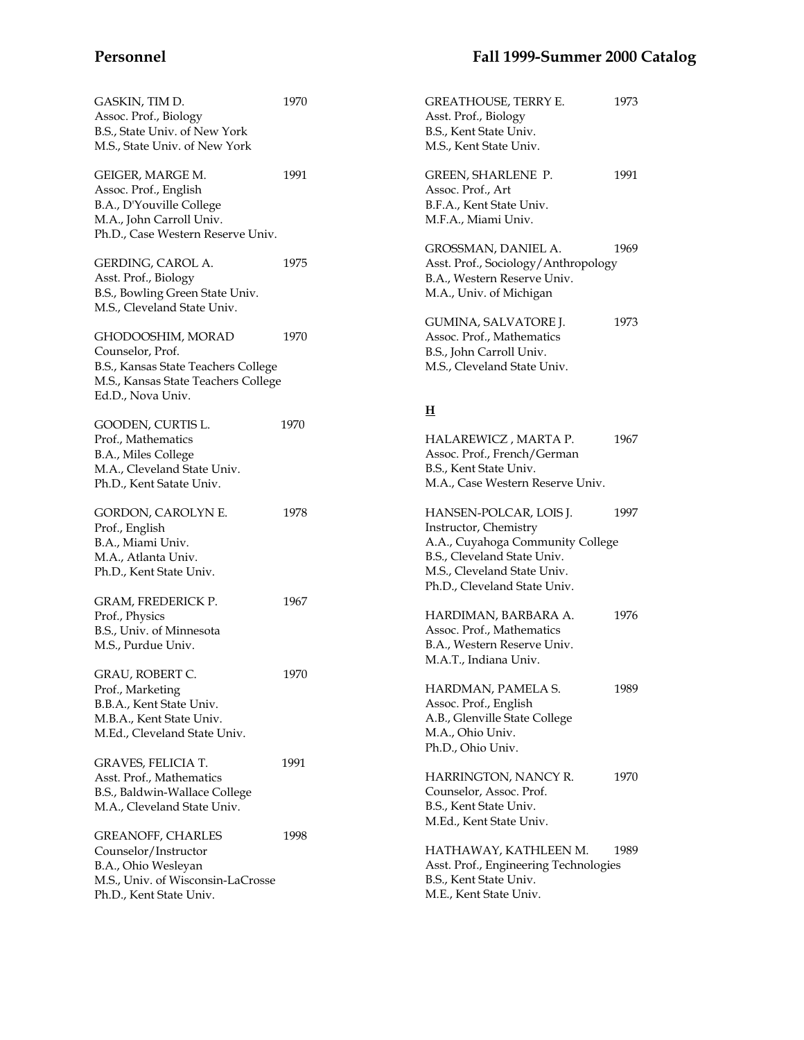GASKIN, TIM D. 1970
Assoc. Prof., Biology
B.S., State Univ. of New York
M.S., State Univ. of New York

GEIGER, MARGE M. 1991
Assoc. Prof., English
B.A., D'Youville College
M.A., John Carroll Univ.
Ph.D., Case Western Reserve Univ.

GERDING, CAROL A. 1975
Asst. Prof., Biology
B.S., Bowling Green State Univ.
M.S., Cleveland State Univ.

GHODOOSHIM, MORAD 1970
Counselor, Prof.
B.S., Kansas State Teachers College
M.S., Kansas State Teachers College
Ed.D., Nova Univ.

GOODEN, CURTIS L. 1970
Prof., Mathematics
B.A., Miles College
M.A., Cleveland State Univ.
Ph.D., Kent Satate Univ.

GORDON, CAROLYN E. 1978
Prof., English
B.A., Miami Univ.
M.A., Atlanta Univ.
Ph.D., Kent State Univ.

GRAM, FREDERICK P. 1967
Prof., Physics
B.S., Univ. of Minnesota
M.S., Purdue Univ.

GRAU, ROBERT C. 1970
Prof., Marketing
B.B.A., Kent State Univ.
M.B.A., Kent State Univ.
M.Ed., Cleveland State Univ.

GRAVES, FELICIA T. 1991
Asst. Prof., Mathematics
B.S., Baldwin-Wallace College
M.A., Cleveland State Univ.

GREANOFF, CHARLES 1998
Counselor/Instructor
B.A., Ohio Wesleyan
M.S., Univ. of Wisconsin-LaCrosse
Ph.D., Kent State Univ.

GREATHOUSE, TERRY E. 1973
Asst. Prof., Biology
B.S., Kent State Univ.
M.S., Kent State Univ.

GREEN, SHARLENE P. 1991
Assoc. Prof., Art
B.F.A., Kent State Univ.
M.F.A., Miami Univ.

GROSSMAN, DANIEL A. 1969
Asst. Prof., Sociology/Anthropology
B.A., Western Reserve Univ.
M.A., Univ. of Michigan

GUMINA, SALVATORE J. 1973
Assoc. Prof., Mathematics
B.S., John Carroll Univ.
M.S., Cleveland State Univ.

## H

HALAREWICZ , MARTA P. 1967
Assoc. Prof., French/German
B.S., Kent State Univ.
M.A., Case Western Reserve Univ.

HANSEN-POLCAR, LOIS J. 1997
Instructor, Chemistry
A.A., Cuyahoga Community College
B.S., Cleveland State Univ.
M.S., Cleveland State Univ.
Ph.D., Cleveland State Univ.

HARDIMAN, BARBARA A. 1976
Assoc. Prof., Mathematics
B.A., Western Reserve Univ.
M.A.T., Indiana Univ.

HARDMAN, PAMELA S. 1989
Assoc. Prof., English
A.B., Glenville State College
M.A., Ohio Univ.
Ph.D., Ohio Univ.

HARRINGTON, NANCY R. 1970
Counselor, Assoc. Prof.
B.S., Kent State Univ.
M.Ed., Kent State Univ.

HATHAWAY, KATHLEEN M. 1989
Asst. Prof., Engineering Technologies
B.S., Kent State Univ.
M.E., Kent State Univ.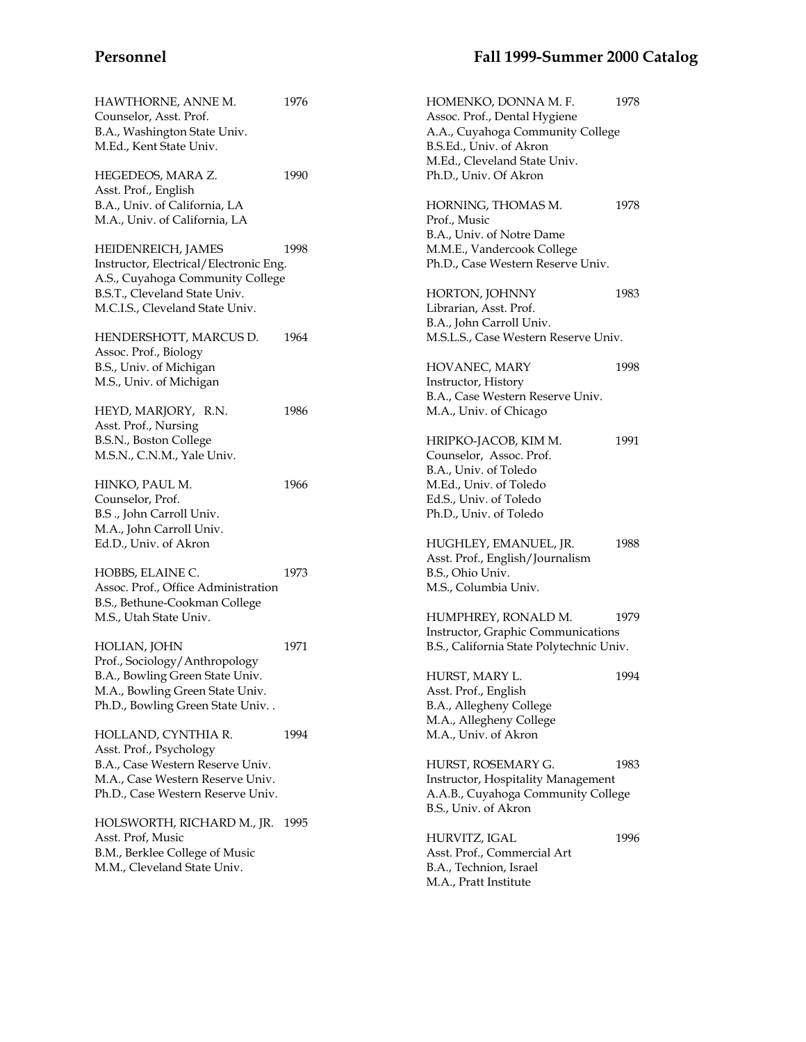HAWTHORNE, ANNE M. 1976
Counselor, Asst. Prof.
B.A., Washington State Univ.
M.Ed., Kent State Univ.

HEGEDEOS, MARA Z. 1990
Asst. Prof., English
B.A., Univ. of California, LA
M.A., Univ. of California, LA

HEIDENREICH, JAMES 1998
Instructor, Electrical/Electronic Eng.
A.S., Cuyahoga Community College
B.S.T., Cleveland State Univ.
M.C.I.S., Cleveland State Univ.

HENDERSHOTT, MARCUS D. 1964
Assoc. Prof., Biology
B.S., Univ. of Michigan
M.S., Univ. of Michigan

HEYD, MARJORY, R.N. 1986
Asst. Prof., Nursing
B.S.N., Boston College
M.S.N., C.N.M., Yale Univ.

HINKO, PAUL M. 1966
Counselor, Prof.
B.S ., John Carroll Univ.
M.A., John Carroll Univ.
Ed.D., Univ. of Akron

HOBBS, ELAINE C. 1973
Assoc. Prof., Office Administration
B.S., Bethune-Cookman College
M.S., Utah State Univ.

HOLIAN, JOHN 1971
Prof., Sociology/Anthropology
B.A., Bowling Green State Univ.
M.A., Bowling Green State Univ.
Ph.D., Bowling Green State Univ. .

HOLLAND, CYNTHIA R. 1994
Asst. Prof., Psychology
B.A., Case Western Reserve Univ.
M.A., Case Western Reserve Univ.
Ph.D., Case Western Reserve Univ.

HOLSWORTH, RICHARD M., JR. 1995
Asst. Prof, Music
B.M., Berklee College of Music
M.M., Cleveland State Univ.

HOMENKO, DONNA M. F. 1978
Assoc. Prof., Dental Hygiene
A.A., Cuyahoga Community College
B.S.Ed., Univ. of Akron
M.Ed., Cleveland State Univ.
Ph.D., Univ. Of Akron

HORNING, THOMAS M. 1978
Prof., Music
B.A., Univ. of Notre Dame
M.M.E., Vandercook College
Ph.D., Case Western Reserve Univ.

HORTON, JOHNNY 1983
Librarian, Asst. Prof.
B.A., John Carroll Univ.
M.S.L.S., Case Western Reserve Univ.

HOVANEC, MARY 1998
Instructor, History
B.A., Case Western Reserve Univ.
M.A., Univ. of Chicago

HRIPKO-JACOB, KIM M. 1991
Counselor, Assoc. Prof.
B.A., Univ. of Toledo
M.Ed., Univ. of Toledo
Ed.S., Univ. of Toledo
Ph.D., Univ. of Toledo

HUGHLEY, EMANUEL, JR. 1988
Asst. Prof., English/Journalism
B.S., Ohio Univ.
M.S., Columbia Univ.

HUMPHREY, RONALD M. 1979
Instructor, Graphic Communications
B.S., California State Polytechnic Univ.

HURST, MARY L. 1994
Asst. Prof., English
B.A., Allegheny College
M.A., Allegheny College
M.A., Univ. of Akron

HURST, ROSEMARY G. 1983
Instructor, Hospitality Management
A.A.B., Cuyahoga Community College
B.S., Univ. of Akron

HURVITZ, IGAL 1996
Asst. Prof., Commercial Art
B.A., Technion, Israel
M.A., Pratt Institute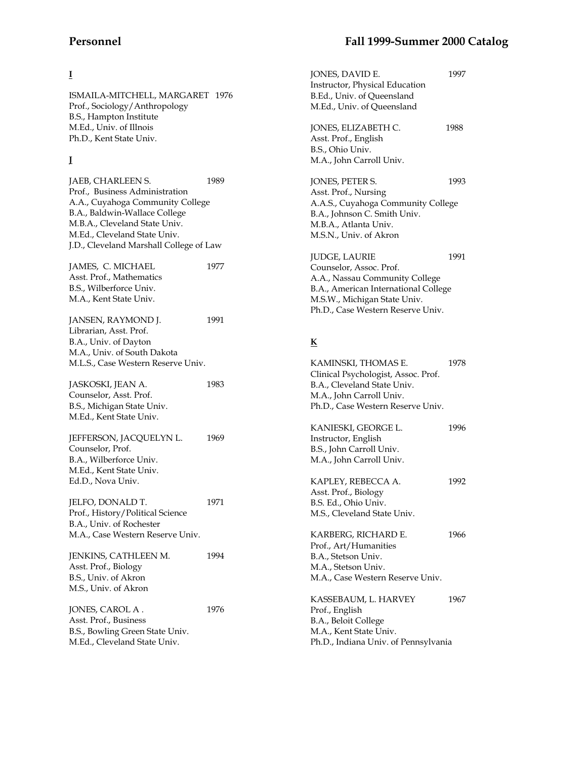## I

ISMAILA-MITCHELL, MARGARET 1976
Prof., Sociology/Anthropology
B.S., Hampton Institute
M.Ed., Univ. of Illnois
Ph.D., Kent State Univ.

## J

JAEB, CHARLEEN S. 1989
Prof., Business Administration
A.A., Cuyahoga Community College
B.A., Baldwin-Wallace College
M.B.A., Cleveland State Univ.
M.Ed., Cleveland State Univ.
J.D., Cleveland Marshall College of Law

JAMES, C. MICHAEL 1977
Asst. Prof., Mathematics
B.S., Wilberforce Univ.
M.A., Kent State Univ.

JANSEN, RAYMOND J. 1991
Librarian, Asst. Prof.
B.A., Univ. of Dayton
M.A., Univ. of South Dakota
M.L.S., Case Western Reserve Univ.

JASKOSKI, JEAN A. 1983
Counselor, Asst. Prof.
B.S., Michigan State Univ.
M.Ed., Kent State Univ.

JEFFERSON, JACQUELYN L. 1969
Counselor, Prof.
B.A., Wilberforce Univ.
M.Ed., Kent State Univ.
Ed.D., Nova Univ.

JELFO, DONALD T. 1971
Prof., History/Political Science
B.A., Univ. of Rochester
M.A., Case Western Reserve Univ.

JENKINS, CATHLEEN M. 1994
Asst. Prof., Biology
B.S., Univ. of Akron
M.S., Univ. of Akron

JONES, CAROL A . 1976
Asst. Prof., Business
B.S., Bowling Green State Univ.
M.Ed., Cleveland State Univ.

JONES, DAVID E. 1997
Instructor, Physical Education
B.Ed., Univ. of Queensland
M.Ed., Univ. of Queensland

JONES, ELIZABETH C. 1988
Asst. Prof., English
B.S., Ohio Univ.
M.A., John Carroll Univ.

JONES, PETER S. 1993
Asst. Prof., Nursing
A.A.S., Cuyahoga Community College
B.A., Johnson C. Smith Univ.
M.B.A., Atlanta Univ.
M.S.N., Univ. of Akron

JUDGE, LAURIE 1991
Counselor, Assoc. Prof.
A.A., Nassau Community College
B.A., American International College
M.S.W., Michigan State Univ.
Ph.D., Case Western Reserve Univ.

## K

KAMINSKI, THOMAS E. 1978
Clinical Psychologist, Assoc. Prof.
B.A., Cleveland State Univ.
M.A., John Carroll Univ.
Ph.D., Case Western Reserve Univ.

KANIESKI, GEORGE L. 1996
Instructor, English
B.S., John Carroll Univ.
M.A., John Carroll Univ.

KAPLEY, REBECCA A. 1992
Asst. Prof., Biology
B.S. Ed., Ohio Univ.
M.S., Cleveland State Univ.

KARBERG, RICHARD E. 1966
Prof., Art/Humanities
B.A., Stetson Univ.
M.A., Stetson Univ.
M.A., Case Western Reserve Univ.

KASSEBAUM, L. HARVEY 1967
Prof., English
B.A., Beloit College
M.A., Kent State Univ.
Ph.D., Indiana Univ. of Pennsylvania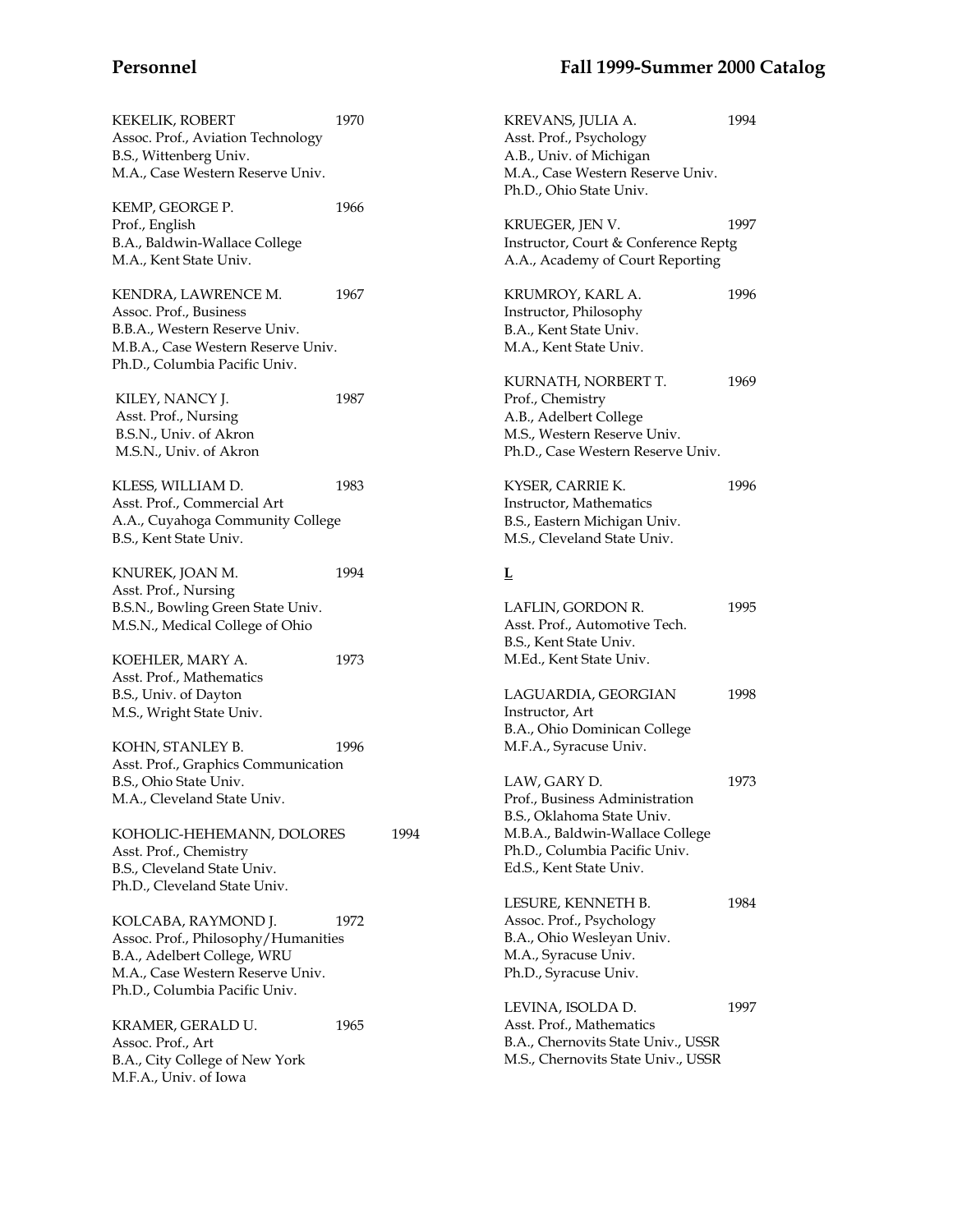KEKELIK, ROBERT 1970
Assoc. Prof., Aviation Technology
B.S., Wittenberg Univ.
M.A., Case Western Reserve Univ.

KEMP, GEORGE P. 1966
Prof., English
B.A., Baldwin-Wallace College
M.A., Kent State Univ.

KENDRA, LAWRENCE M. 1967
Assoc. Prof., Business
B.B.A., Western Reserve Univ.
M.B.A., Case Western Reserve Univ.
Ph.D., Columbia Pacific Univ.

KILEY, NANCY J. 1987
Asst. Prof., Nursing
B.S.N., Univ. of Akron
M.S.N., Univ. of Akron

KLESS, WILLIAM D. 1983
Asst. Prof., Commercial Art
A.A., Cuyahoga Community College
B.S., Kent State Univ.

KNUREK, JOAN M. 1994
Asst. Prof., Nursing
B.S.N., Bowling Green State Univ.
M.S.N., Medical College of Ohio

KOEHLER, MARY A. 1973
Asst. Prof., Mathematics
B.S., Univ. of Dayton
M.S., Wright State Univ.

KOHN, STANLEY B. 1996
Asst. Prof., Graphics Communication
B.S., Ohio State Univ.
M.A., Cleveland State Univ.

KOHOLIC-HEHEMANN, DOLORES 1994
Asst. Prof., Chemistry
B.S., Cleveland State Univ.
Ph.D., Cleveland State Univ.

KOLCABA, RAYMOND J. 1972
Assoc. Prof., Philosophy/Humanities
B.A., Adelbert College, WRU
M.A., Case Western Reserve Univ.
Ph.D., Columbia Pacific Univ.

KRAMER, GERALD U. 1965
Assoc. Prof., Art
B.A., City College of New York
M.F.A., Univ. of Iowa

KREVANS, JULIA A. 1994
Asst. Prof., Psychology
A.B., Univ. of Michigan
M.A., Case Western Reserve Univ.
Ph.D., Ohio State Univ.

KRUEGER, JEN V. 1997
Instructor, Court & Conference Reptg
A.A., Academy of Court Reporting

KRUMROY, KARL A. 1996
Instructor, Philosophy
B.A., Kent State Univ.
M.A., Kent State Univ.

KURNATH, NORBERT T. 1969
Prof., Chemistry
A.B., Adelbert College
M.S., Western Reserve Univ.
Ph.D., Case Western Reserve Univ.

KYSER, CARRIE K. 1996
Instructor, Mathematics
B.S., Eastern Michigan Univ.
M.S., Cleveland State Univ.

## L

LAFLIN, GORDON R. 1995
Asst. Prof., Automotive Tech.
B.S., Kent State Univ.
M.Ed., Kent State Univ.

LAGUARDIA, GEORGIAN 1998
Instructor, Art
B.A., Ohio Dominican College
M.F.A., Syracuse Univ.

LAW, GARY D. 1973
Prof., Business Administration
B.S., Oklahoma State Univ.
M.B.A., Baldwin-Wallace College
Ph.D., Columbia Pacific Univ.
Ed.S., Kent State Univ.

LESURE, KENNETH B. 1984
Assoc. Prof., Psychology
B.A., Ohio Wesleyan Univ.
M.A., Syracuse Univ.
Ph.D., Syracuse Univ.

LEVINA, ISOLDA D. 1997
Asst. Prof., Mathematics
B.A., Chernovits State Univ., USSR
M.S., Chernovits State Univ., USSR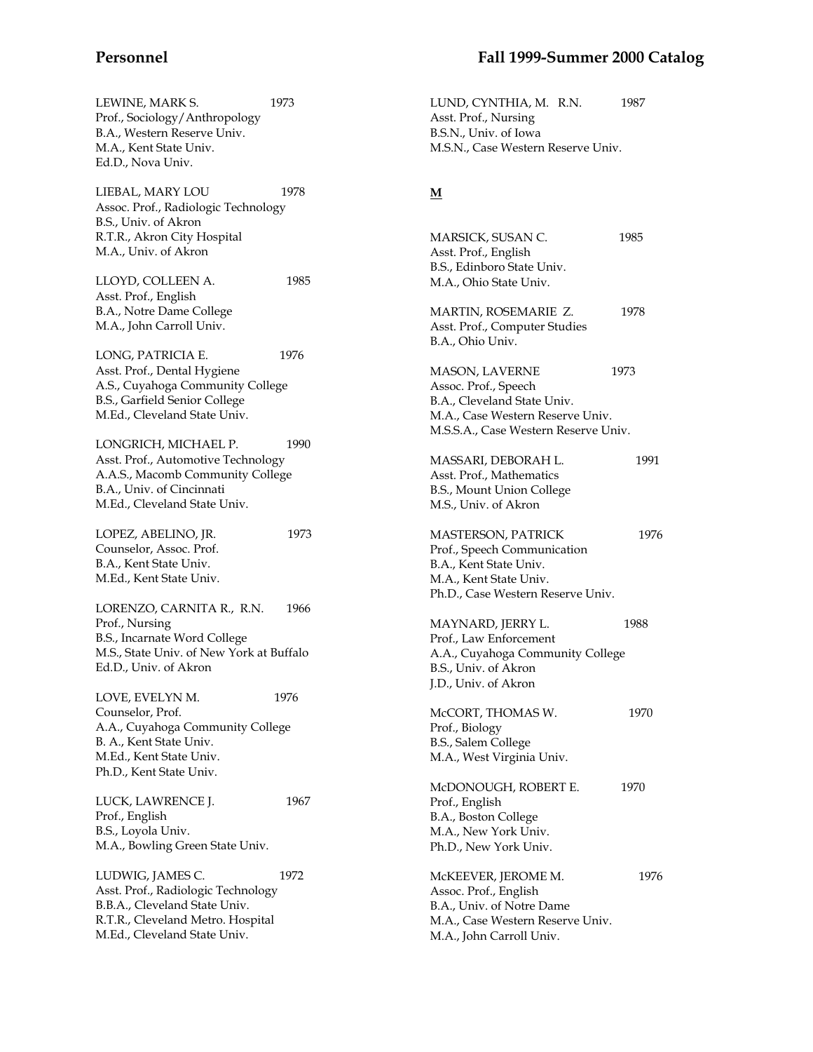LEWINE, MARK S. 1973
Prof., Sociology/Anthropology
B.A., Western Reserve Univ.
M.A., Kent State Univ.
Ed.D., Nova Univ.

LIEBAL, MARY LOU 1978
Assoc. Prof., Radiologic Technology
B.S., Univ. of Akron
R.T.R., Akron City Hospital
M.A., Univ. of Akron

LLOYD, COLLEEN A. 1985
Asst. Prof., English
B.A., Notre Dame College
M.A., John Carroll Univ.

LONG, PATRICIA E. 1976
Asst. Prof., Dental Hygiene
A.S., Cuyahoga Community College
B.S., Garfield Senior College
M.Ed., Cleveland State Univ.

LONGRICH, MICHAEL P. 1990
Asst. Prof., Automotive Technology
A.A.S., Macomb Community College
B.A., Univ. of Cincinnati
M.Ed., Cleveland State Univ.

LOPEZ, ABELINO, JR. 1973
Counselor, Assoc. Prof.
B.A., Kent State Univ.
M.Ed., Kent State Univ.

LORENZO, CARNITA R., R.N. 1966
Prof., Nursing
B.S., Incarnate Word College
M.S., State Univ. of New York at Buffalo
Ed.D., Univ. of Akron

LOVE, EVELYN M. 1976
Counselor, Prof.
A.A., Cuyahoga Community College
B. A., Kent State Univ.
M.Ed., Kent State Univ.
Ph.D., Kent State Univ.

LUCK, LAWRENCE J. 1967
Prof., English
B.S., Loyola Univ.
M.A., Bowling Green State Univ.

LUDWIG, JAMES C. 1972
Asst. Prof., Radiologic Technology
B.B.A., Cleveland State Univ.
R.T.R., Cleveland Metro. Hospital
M.Ed., Cleveland State Univ.

LUND, CYNTHIA, M. R.N. 1987
Asst. Prof., Nursing
B.S.N., Univ. of Iowa
M.S.N., Case Western Reserve Univ.

## M

MARSICK, SUSAN C. 1985
Asst. Prof., English
B.S., Edinboro State Univ.
M.A., Ohio State Univ.

MARTIN, ROSEMARIE Z. 1978
Asst. Prof., Computer Studies
B.A., Ohio Univ.

MASON, LAVERNE 1973
Assoc. Prof., Speech
B.A., Cleveland State Univ.
M.A., Case Western Reserve Univ.
M.S.S.A., Case Western Reserve Univ.

MASSARI, DEBORAH L. 1991
Asst. Prof., Mathematics
B.S., Mount Union College
M.S., Univ. of Akron

MASTERSON, PATRICK 1976
Prof., Speech Communication
B.A., Kent State Univ.
M.A., Kent State Univ.
Ph.D., Case Western Reserve Univ.

MAYNARD, JERRY L. 1988
Prof., Law Enforcement
A.A., Cuyahoga Community College
B.S., Univ. of Akron
J.D., Univ. of Akron

McCORT, THOMAS W. 1970
Prof., Biology
B.S., Salem College
M.A., West Virginia Univ.

McDONOUGH, ROBERT E. 1970
Prof., English
B.A., Boston College
M.A., New York Univ.
Ph.D., New York Univ.

McKEEVER, JEROME M. 1976
Assoc. Prof., English
B.A., Univ. of Notre Dame
M.A., Case Western Reserve Univ.
M.A., John Carroll Univ.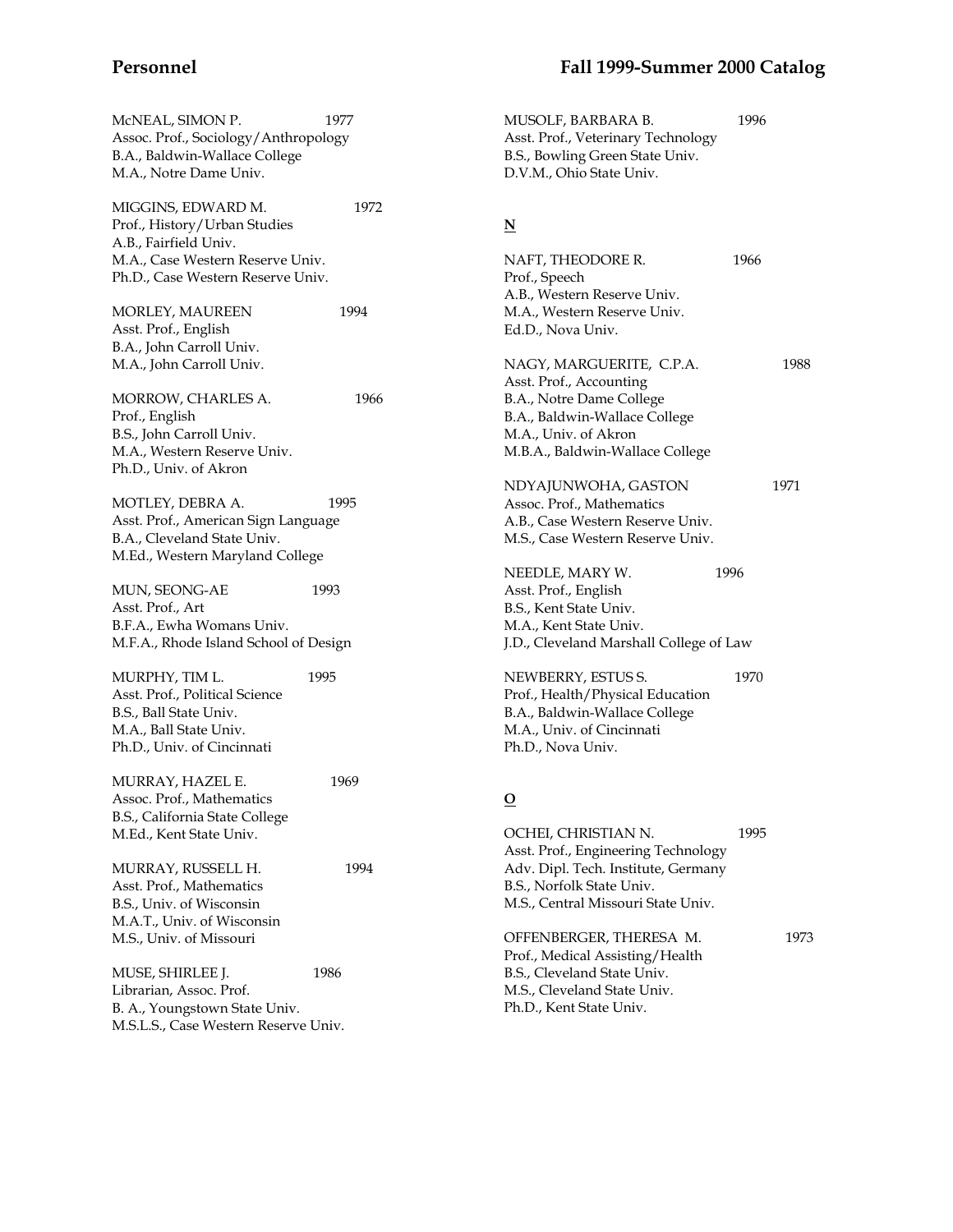McNEAL, SIMON P. 1977
Assoc. Prof., Sociology/Anthropology
B.A., Baldwin-Wallace College
M.A., Notre Dame Univ.

MIGGINS, EDWARD M. 1972
Prof., History/Urban Studies
A.B., Fairfield Univ.
M.A., Case Western Reserve Univ.
Ph.D., Case Western Reserve Univ.

MORLEY, MAUREEN 1994
Asst. Prof., English
B.A., John Carroll Univ.
M.A., John Carroll Univ.

MORROW, CHARLES A. 1966
Prof., English
B.S., John Carroll Univ.
M.A., Western Reserve Univ.
Ph.D., Univ. of Akron

MOTLEY, DEBRA A. 1995
Asst. Prof., American Sign Language
B.A., Cleveland State Univ.
M.Ed., Western Maryland College

MUN, SEONG-AE 1993
Asst. Prof., Art
B.F.A., Ewha Womans Univ.
M.F.A., Rhode Island School of Design

MURPHY, TIM L. 1995
Asst. Prof., Political Science
B.S., Ball State Univ.
M.A., Ball State Univ.
Ph.D., Univ. of Cincinnati

MURRAY, HAZEL E. 1969
Assoc. Prof., Mathematics
B.S., California State College
M.Ed., Kent State Univ.

MURRAY, RUSSELL H. 1994
Asst. Prof., Mathematics
B.S., Univ. of Wisconsin
M.A.T., Univ. of Wisconsin
M.S., Univ. of Missouri

MUSE, SHIRLEE J. 1986
Librarian, Assoc. Prof.
B. A., Youngstown State Univ.
M.S.L.S., Case Western Reserve Univ.

MUSOLF, BARBARA B. 1996
Asst. Prof., Veterinary Technology
B.S., Bowling Green State Univ.
D.V.M., Ohio State Univ.

**N**

NAFT, THEODORE R. 1966
Prof., Speech
A.B., Western Reserve Univ.
M.A., Western Reserve Univ.
Ed.D., Nova Univ.

NAGY, MARGUERITE, C.P.A. 1988
Asst. Prof., Accounting
B.A., Notre Dame College
B.A., Baldwin-Wallace College
M.A., Univ. of Akron
M.B.A., Baldwin-Wallace College

NDYAJUNWOHA, GASTON 1971
Assoc. Prof., Mathematics
A.B., Case Western Reserve Univ.
M.S., Case Western Reserve Univ.

NEEDLE, MARY W. 1996
Asst. Prof., English
B.S., Kent State Univ.
M.A., Kent State Univ.
J.D., Cleveland Marshall College of Law

NEWBERRY, ESTUS S. 1970
Prof., Health/Physical Education
B.A., Baldwin-Wallace College
M.A., Univ. of Cincinnati
Ph.D., Nova Univ.

**O**

OCHEI, CHRISTIAN N. 1995
Asst. Prof., Engineering Technology
Adv. Dipl. Tech. Institute, Germany
B.S., Norfolk State Univ.
M.S., Central Missouri State Univ.

OFFENBERGER, THERESA M. 1973
Prof., Medical Assisting/Health
B.S., Cleveland State Univ.
M.S., Cleveland State Univ.
Ph.D., Kent State Univ.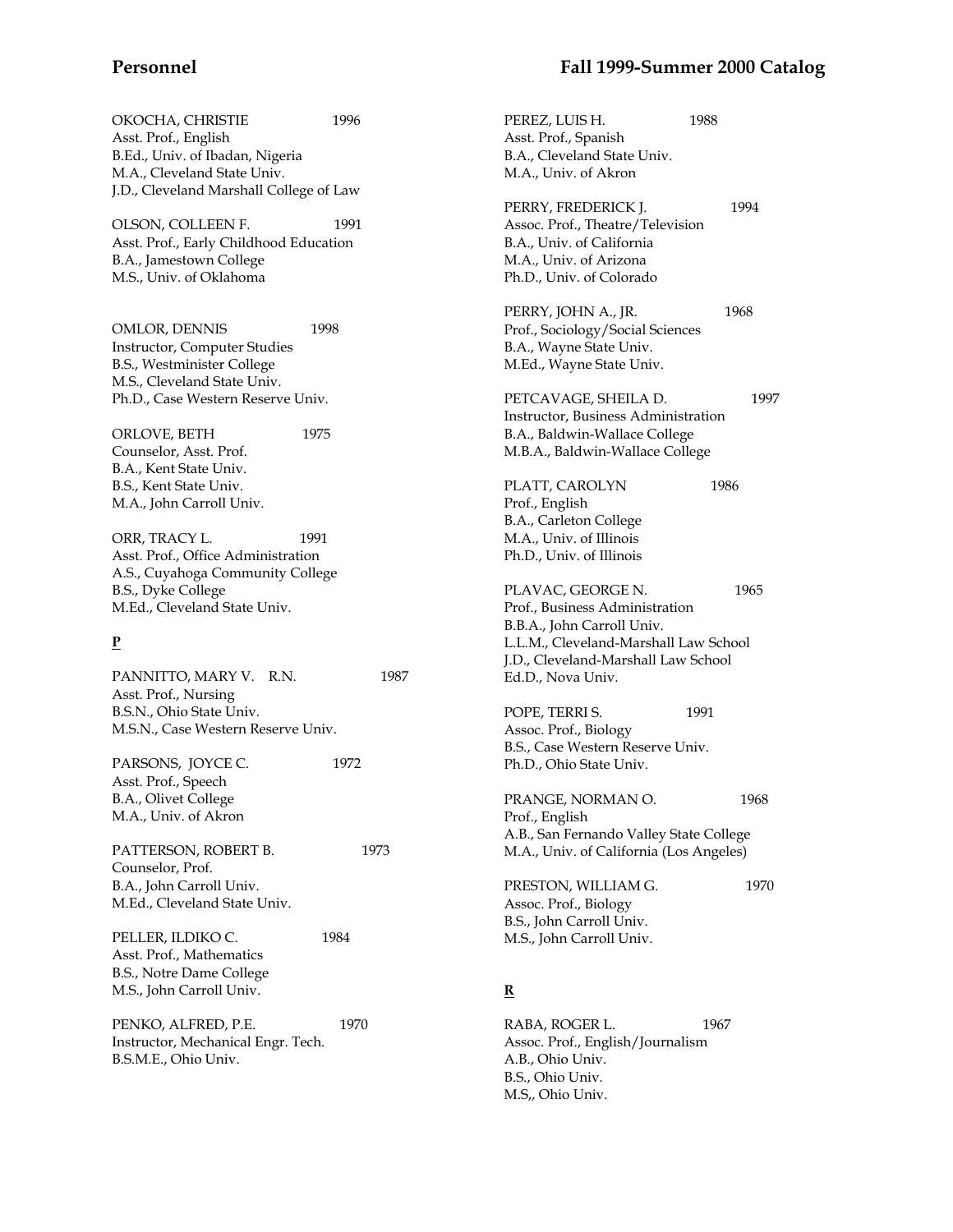OKOCHA, CHRISTIE 1996
Asst. Prof., English
B.Ed., Univ. of Ibadan, Nigeria
M.A., Cleveland State Univ.
J.D., Cleveland Marshall College of Law

OLSON, COLLEEN F. 1991
Asst. Prof., Early Childhood Education
B.A., Jamestown College
M.S., Univ. of Oklahoma

OMLOR, DENNIS 1998
Instructor, Computer Studies
B.S., Westminister College
M.S., Cleveland State Univ.
Ph.D., Case Western Reserve Univ.

ORLOVE, BETH 1975
Counselor, Asst. Prof.
B.A., Kent State Univ.
B.S., Kent State Univ.
M.A., John Carroll Univ.

ORR, TRACY L. 1991
Asst. Prof., Office Administration
A.S., Cuyahoga Community College
B.S., Dyke College
M.Ed., Cleveland State Univ.

**P**

PANNITTO, MARY V. R.N. 1987
Asst. Prof., Nursing
B.S.N., Ohio State Univ.
M.S.N., Case Western Reserve Univ.

PARSONS, JOYCE C. 1972
Asst. Prof., Speech
B.A., Olivet College
M.A., Univ. of Akron

PATTERSON, ROBERT B. 1973
Counselor, Prof.
B.A., John Carroll Univ.
M.Ed., Cleveland State Univ.

PELLER, ILDIKO C. 1984
Asst. Prof., Mathematics
B.S., Notre Dame College
M.S., John Carroll Univ.

PENKO, ALFRED, P.E. 1970
Instructor, Mechanical Engr. Tech.
B.S.M.E., Ohio Univ.

PEREZ, LUIS H. 1988
Asst. Prof., Spanish
B.A., Cleveland State Univ.
M.A., Univ. of Akron

PERRY, FREDERICK J. 1994
Assoc. Prof., Theatre/Television
B.A., Univ. of California
M.A., Univ. of Arizona
Ph.D., Univ. of Colorado

PERRY, JOHN A., JR. 1968
Prof., Sociology/Social Sciences
B.A., Wayne State Univ.
M.Ed., Wayne State Univ.

PETCAVAGE, SHEILA D. 1997
Instructor, Business Administration
B.A., Baldwin-Wallace College
M.B.A., Baldwin-Wallace College

PLATT, CAROLYN 1986
Prof., English
B.A., Carleton College
M.A., Univ. of Illinois
Ph.D., Univ. of Illinois

PLAVAC, GEORGE N. 1965
Prof., Business Administration
B.B.A., John Carroll Univ.
L.L.M., Cleveland-Marshall Law School
J.D., Cleveland-Marshall Law School
Ed.D., Nova Univ.

POPE, TERRI S. 1991
Assoc. Prof., Biology
B.S., Case Western Reserve Univ.
Ph.D., Ohio State Univ.

PRANGE, NORMAN O. 1968
Prof., English
A.B., San Fernando Valley State College
M.A., Univ. of California (Los Angeles)

PRESTON, WILLIAM G. 1970
Assoc. Prof., Biology
B.S., John Carroll Univ.
M.S., John Carroll Univ.

**R**

RABA, ROGER L. 1967
Assoc. Prof., English/Journalism
A.B., Ohio Univ.
B.S., Ohio Univ.
M.S,, Ohio Univ.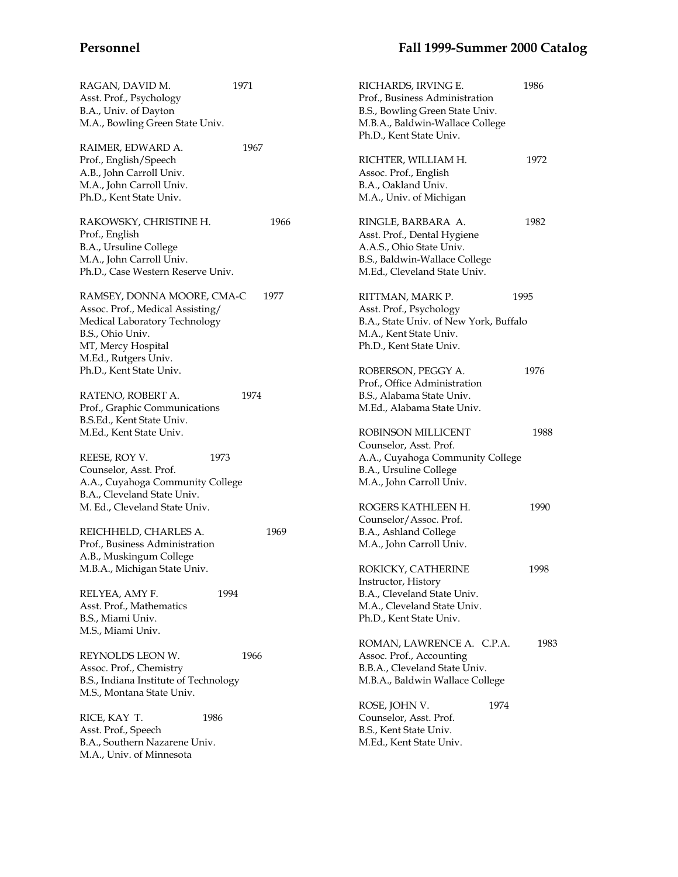RAGAN, DAVID M. 1971
Asst. Prof., Psychology
B.A., Univ. of Dayton
M.A., Bowling Green State Univ.

RAIMER, EDWARD A. 1967
Prof., English/Speech
A.B., John Carroll Univ.
M.A., John Carroll Univ.
Ph.D., Kent State Univ.

RAKOWSKY, CHRISTINE H. 1966
Prof., English
B.A., Ursuline College
M.A., John Carroll Univ.
Ph.D., Case Western Reserve Univ.

RAMSEY, DONNA MOORE, CMA-C 1977
Assoc. Prof., Medical Assisting/
Medical Laboratory Technology
B.S., Ohio Univ.
MT, Mercy Hospital
M.Ed., Rutgers Univ.
Ph.D., Kent State Univ.

RATENO, ROBERT A. 1974
Prof., Graphic Communications
B.S.Ed., Kent State Univ.
M.Ed., Kent State Univ.

REESE, ROY V. 1973
Counselor, Asst. Prof.
A.A., Cuyahoga Community College
B.A., Cleveland State Univ.
M. Ed., Cleveland State Univ.

REICHHELD, CHARLES A. 1969
Prof., Business Administration
A.B., Muskingum College
M.B.A., Michigan State Univ.

RELYEA, AMY F. 1994
Asst. Prof., Mathematics
B.S., Miami Univ.
M.S., Miami Univ.

REYNOLDS LEON W. 1966
Assoc. Prof., Chemistry
B.S., Indiana Institute of Technology
M.S., Montana State Univ.

RICE, KAY T. 1986
Asst. Prof., Speech
B.A., Southern Nazarene Univ.
M.A., Univ. of Minnesota

RICHARDS, IRVING E. 1986
Prof., Business Administration
B.S., Bowling Green State Univ.
M.B.A., Baldwin-Wallace College
Ph.D., Kent State Univ.

RICHTER, WILLIAM H. 1972
Assoc. Prof., English
B.A., Oakland Univ.
M.A., Univ. of Michigan

RINGLE, BARBARA A. 1982
Asst. Prof., Dental Hygiene
A.A.S., Ohio State Univ.
B.S., Baldwin-Wallace College
M.Ed., Cleveland State Univ.

RITTMAN, MARK P. 1995
Asst. Prof., Psychology
B.A., State Univ. of New York, Buffalo
M.A., Kent State Univ.
Ph.D., Kent State Univ.

ROBERSON, PEGGY A. 1976
Prof., Office Administration
B.S., Alabama State Univ.
M.Ed., Alabama State Univ.

ROBINSON MILLICENT 1988
Counselor, Asst. Prof.
A.A., Cuyahoga Community College
B.A., Ursuline College
M.A., John Carroll Univ.

ROGERS KATHLEEN H. 1990
Counselor/Assoc. Prof.
B.A., Ashland College
M.A., John Carroll Univ.

ROKICKY, CATHERINE 1998
Instructor, History
B.A., Cleveland State Univ.
M.A., Cleveland State Univ.
Ph.D., Kent State Univ.

ROMAN, LAWRENCE A. C.P.A. 1983
Assoc. Prof., Accounting
B.B.A., Cleveland State Univ.
M.B.A., Baldwin Wallace College

ROSE, JOHN V. 1974
Counselor, Asst. Prof.
B.S., Kent State Univ.
M.Ed., Kent State Univ.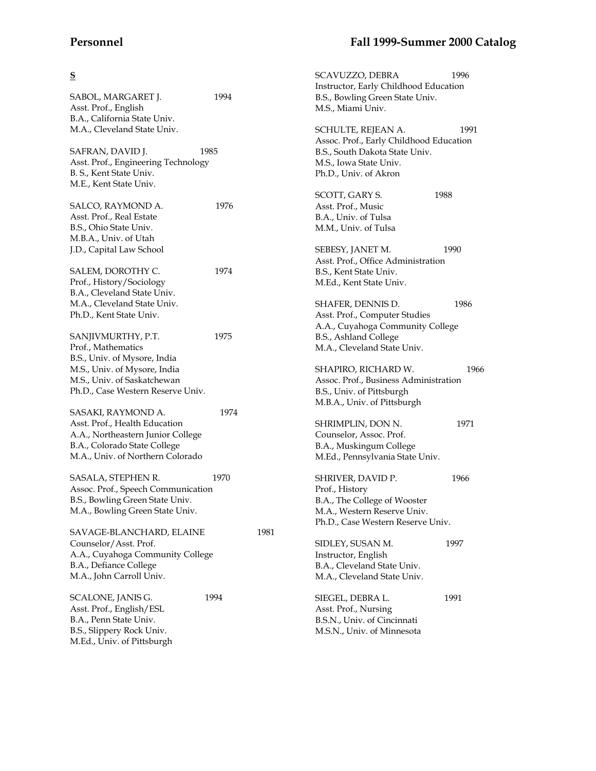**S**

SABOL, MARGARET J. 1994
Asst. Prof., English
B.A., California State Univ.
M.A., Cleveland State Univ.

SAFRAN, DAVID J. 1985
Asst. Prof., Engineering Technology
B. S., Kent State Univ.
M.E., Kent State Univ.

SALCO, RAYMOND A. 1976
Asst. Prof., Real Estate
B.S., Ohio State Univ.
M.B.A., Univ. of Utah
J.D., Capital Law School

SALEM, DOROTHY C. 1974
Prof., History/Sociology
B.A., Cleveland State Univ.
M.A., Cleveland State Univ.
Ph.D., Kent State Univ.

SANJIVMURTHY, P.T. 1975
Prof., Mathematics
B.S., Univ. of Mysore, India
M.S., Univ. of Mysore, India
M.S., Univ. of Saskatchewan
Ph.D., Case Western Reserve Univ.

SASAKI, RAYMOND A. 1974
Asst. Prof., Health Education
A.A., Northeastern Junior College
B.A., Colorado State College
M.A., Univ. of Northern Colorado

SASALA, STEPHEN R. 1970
Assoc. Prof., Speech Communication
B.S., Bowling Green State Univ.
M.A., Bowling Green State Univ.

SAVAGE-BLANCHARD, ELAINE 1981
Counselor/Asst. Prof.
A.A., Cuyahoga Community College
B.A., Defiance College
M.A., John Carroll Univ.

SCALONE, JANIS G. 1994
Asst. Prof., English/ESL
B.A., Penn State Univ.
B.S., Slippery Rock Univ.
M.Ed., Univ. of Pittsburgh

SCAVUZZO, DEBRA 1996
Instructor, Early Childhood Education
B.S., Bowling Green State Univ.
M.S., Miami Univ.

SCHULTE, REJEAN A. 1991
Assoc. Prof., Early Childhood Education
B.S., South Dakota State Univ.
M.S., Iowa State Univ.
Ph.D., Univ. of Akron

SCOTT, GARY S. 1988
Asst. Prof., Music
B.A., Univ. of Tulsa
M.M., Univ. of Tulsa

SEBESY, JANET M. 1990
Asst. Prof., Office Administration
B.S., Kent State Univ.
M.Ed., Kent State Univ.

SHAFER, DENNIS D. 1986
Asst. Prof., Computer Studies
A.A., Cuyahoga Community College
B.S., Ashland College
M.A., Cleveland State Univ.

SHAPIRO, RICHARD W. 1966
Assoc. Prof., Business Administration
B.S., Univ. of Pittsburgh
M.B.A., Univ. of Pittsburgh

SHRIMPLIN, DON N. 1971
Counselor, Assoc. Prof.
B.A., Muskingum College
M.Ed., Pennsylvania State Univ.

SHRIVER, DAVID P. 1966
Prof., History
B.A., The College of Wooster
M.A., Western Reserve Univ.
Ph.D., Case Western Reserve Univ.

SIDLEY, SUSAN M. 1997
Instructor, English
B.A., Cleveland State Univ.
M.A., Cleveland State Univ.

SIEGEL, DEBRA L. 1991
Asst. Prof., Nursing
B.S.N., Univ. of Cincinnati
M.S.N., Univ. of Minnesota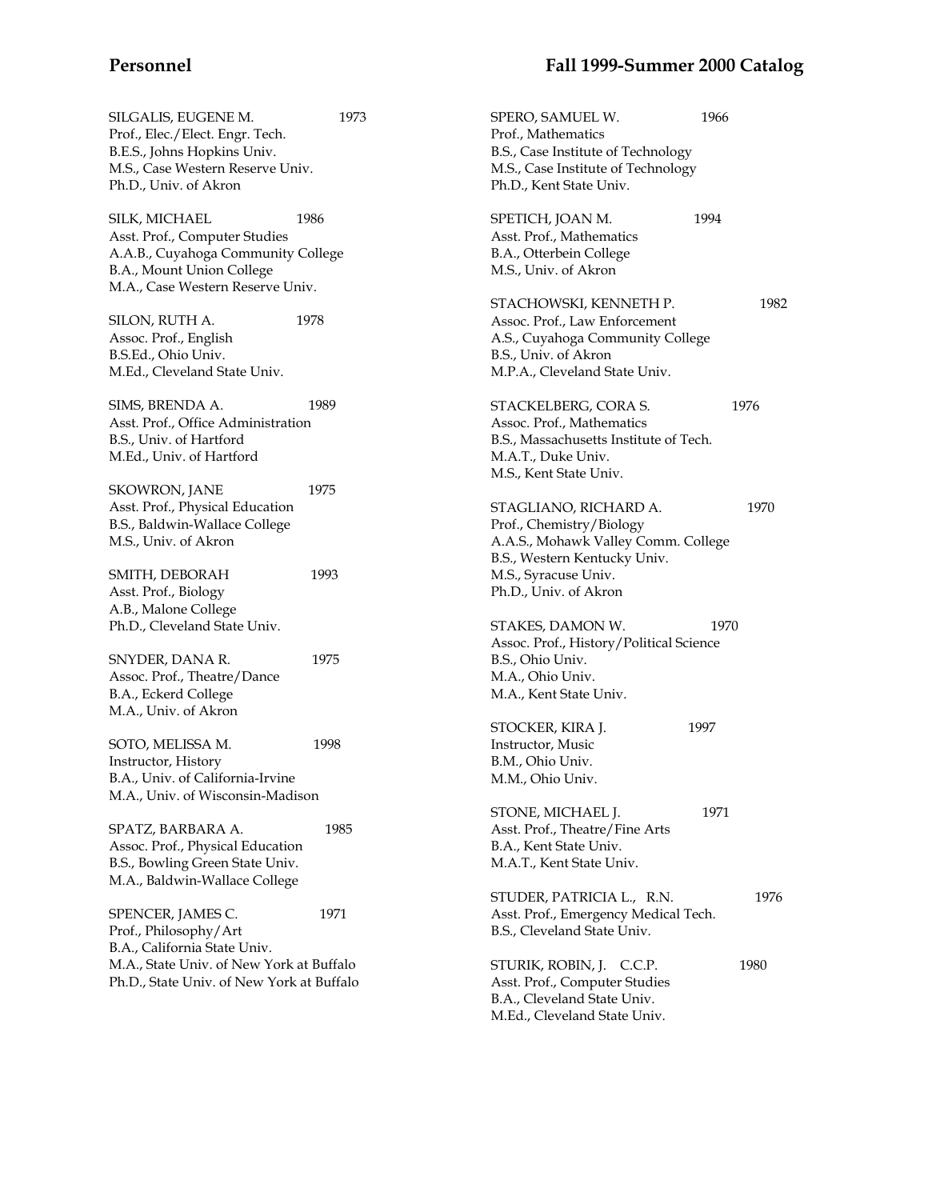SILGALIS, EUGENE M. 1973
Prof., Elec./Elect. Engr. Tech.
B.E.S., Johns Hopkins Univ.
M.S., Case Western Reserve Univ.
Ph.D., Univ. of Akron

SILK, MICHAEL 1986
Asst. Prof., Computer Studies
A.A.B., Cuyahoga Community College
B.A., Mount Union College
M.A., Case Western Reserve Univ.

SILON, RUTH A. 1978
Assoc. Prof., English
B.S.Ed., Ohio Univ.
M.Ed., Cleveland State Univ.

SIMS, BRENDA A. 1989
Asst. Prof., Office Administration
B.S., Univ. of Hartford
M.Ed., Univ. of Hartford

SKOWRON, JANE 1975
Asst. Prof., Physical Education
B.S., Baldwin-Wallace College
M.S., Univ. of Akron

SMITH, DEBORAH 1993
Asst. Prof., Biology
A.B., Malone College
Ph.D., Cleveland State Univ.

SNYDER, DANA R. 1975
Assoc. Prof., Theatre/Dance
B.A., Eckerd College
M.A., Univ. of Akron

SOTO, MELISSA M. 1998
Instructor, History
B.A., Univ. of California-Irvine
M.A., Univ. of Wisconsin-Madison

SPATZ, BARBARA A. 1985
Assoc. Prof., Physical Education
B.S., Bowling Green State Univ.
M.A., Baldwin-Wallace College

SPENCER, JAMES C. 1971
Prof., Philosophy/Art
B.A., California State Univ.
M.A., State Univ. of New York at Buffalo
Ph.D., State Univ. of New York at Buffalo

SPERO, SAMUEL W. 1966
Prof., Mathematics
B.S., Case Institute of Technology
M.S., Case Institute of Technology
Ph.D., Kent State Univ.

SPETICH, JOAN M. 1994
Asst. Prof., Mathematics
B.A., Otterbein College
M.S., Univ. of Akron

STACHOWSKI, KENNETH P. 1982
Assoc. Prof., Law Enforcement
A.S., Cuyahoga Community College
B.S., Univ. of Akron
M.P.A., Cleveland State Univ.

STACKELBERG, CORA S. 1976
Assoc. Prof., Mathematics
B.S., Massachusetts Institute of Tech.
M.A.T., Duke Univ.
M.S., Kent State Univ.

STAGLIANO, RICHARD A. 1970
Prof., Chemistry/Biology
A.A.S., Mohawk Valley Comm. College
B.S., Western Kentucky Univ.
M.S., Syracuse Univ.
Ph.D., Univ. of Akron

STAKES, DAMON W. 1970
Assoc. Prof., History/Political Science
B.S., Ohio Univ.
M.A., Ohio Univ.
M.A., Kent State Univ.

STOCKER, KIRA J. 1997
Instructor, Music
B.M., Ohio Univ.
M.M., Ohio Univ.

STONE, MICHAEL J. 1971
Asst. Prof., Theatre/Fine Arts
B.A., Kent State Univ.
M.A.T., Kent State Univ.

STUDER, PATRICIA L., R.N. 1976
Asst. Prof., Emergency Medical Tech.
B.S., Cleveland State Univ.

STURIK, ROBIN, J. C.C.P. 1980
Asst. Prof., Computer Studies
B.A., Cleveland State Univ.
M.Ed., Cleveland State Univ.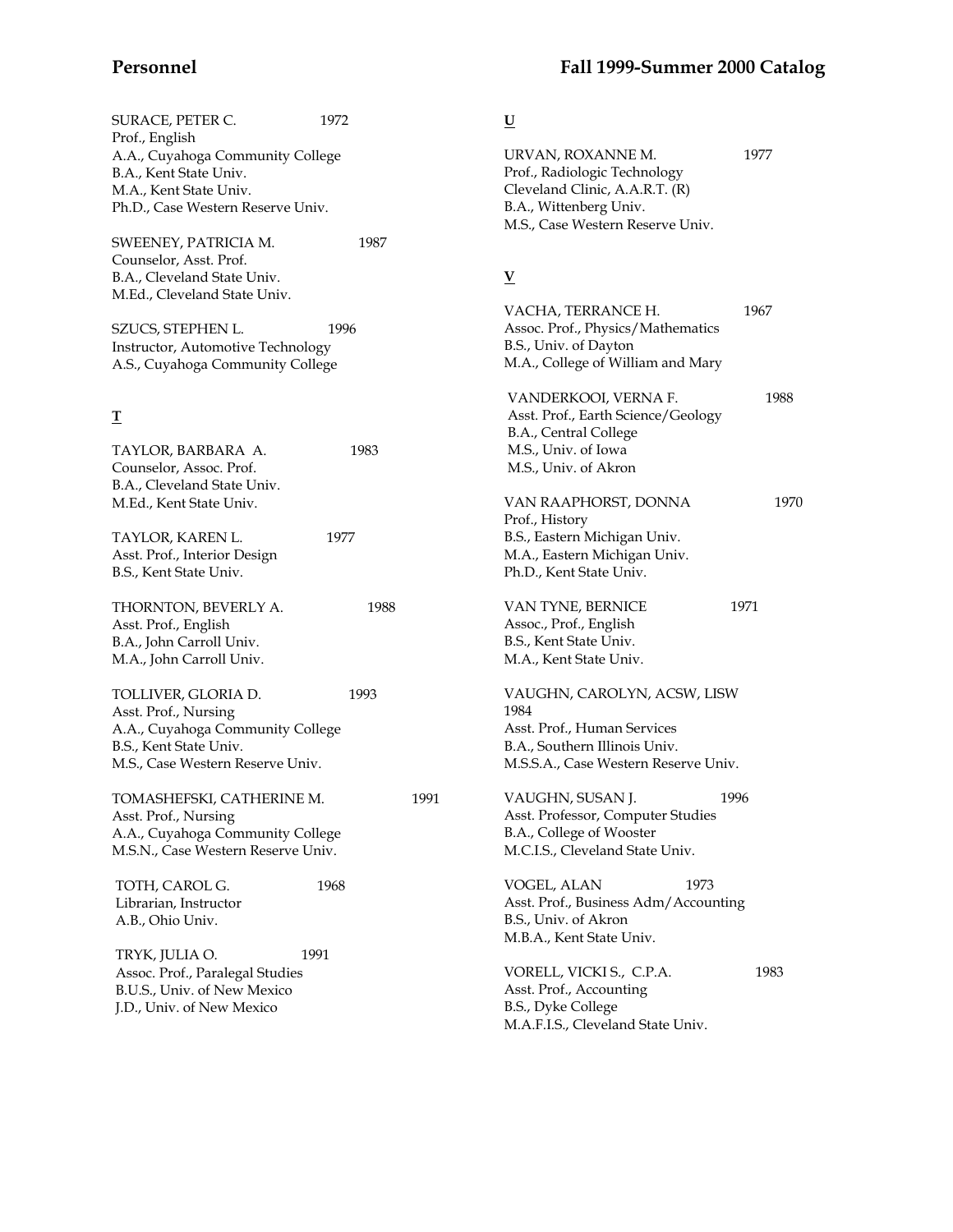SURACE, PETER C. 1972
Prof., English
A.A., Cuyahoga Community College
B.A., Kent State Univ.
M.A., Kent State Univ.
Ph.D., Case Western Reserve Univ.

SWEENEY, PATRICIA M. 1987
Counselor, Asst. Prof.
B.A., Cleveland State Univ.
M.Ed., Cleveland State Univ.

SZUCS, STEPHEN L. 1996
Instructor, Automotive Technology
A.S., Cuyahoga Community College

## T

TAYLOR, BARBARA A. 1983
Counselor, Assoc. Prof.
B.A., Cleveland State Univ.
M.Ed., Kent State Univ.

TAYLOR, KAREN L. 1977
Asst. Prof., Interior Design
B.S., Kent State Univ.

THORNTON, BEVERLY A. 1988
Asst. Prof., English
B.A., John Carroll Univ.
M.A., John Carroll Univ.

TOLLIVER, GLORIA D. 1993
Asst. Prof., Nursing
A.A., Cuyahoga Community College
B.S., Kent State Univ.
M.S., Case Western Reserve Univ.

TOMASHEFSKI, CATHERINE M. 1991
Asst. Prof., Nursing
A.A., Cuyahoga Community College
M.S.N., Case Western Reserve Univ.

TOTH, CAROL G. 1968
Librarian, Instructor
A.B., Ohio Univ.

TRYK, JULIA O. 1991
Assoc. Prof., Paralegal Studies
B.U.S., Univ. of New Mexico
J.D., Univ. of New Mexico

## U

URVAN, ROXANNE M. 1977
Prof., Radiologic Technology
Cleveland Clinic, A.A.R.T. (R)
B.A., Wittenberg Univ.
M.S., Case Western Reserve Univ.

## V

VACHA, TERRANCE H. 1967
Assoc. Prof., Physics/Mathematics
B.S., Univ. of Dayton
M.A., College of William and Mary

VANDERKOOI, VERNA F. 1988
Asst. Prof., Earth Science/Geology
B.A., Central College
M.S., Univ. of Iowa
M.S., Univ. of Akron

VAN RAAPHORST, DONNA 1970
Prof., History
B.S., Eastern Michigan Univ.
M.A., Eastern Michigan Univ.
Ph.D., Kent State Univ.

VAN TYNE, BERNICE 1971
Assoc., Prof., English
B.S., Kent State Univ.
M.A., Kent State Univ.

VAUGHN, CAROLYN, ACSW, LISW
1984
Asst. Prof., Human Services
B.A., Southern Illinois Univ.
M.S.S.A., Case Western Reserve Univ.

VAUGHN, SUSAN J. 1996
Asst. Professor, Computer Studies
B.A., College of Wooster
M.C.I.S., Cleveland State Univ.

VOGEL, ALAN 1973
Asst. Prof., Business Adm/Accounting
B.S., Univ. of Akron
M.B.A., Kent State Univ.

VORELL, VICKI S., C.P.A. 1983
Asst. Prof., Accounting
B.S., Dyke College
M.A.F.I.S., Cleveland State Univ.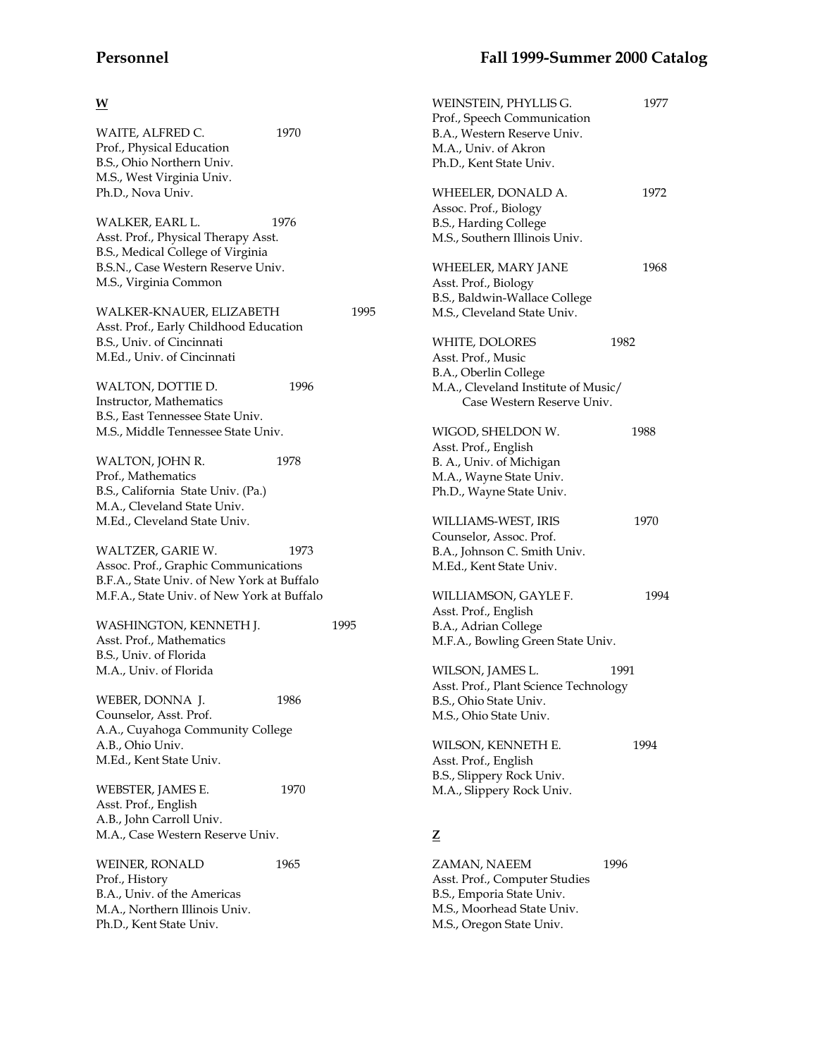## W

WAITE, ALFRED C. 1970
Prof., Physical Education
B.S., Ohio Northern Univ.
M.S., West Virginia Univ.
Ph.D., Nova Univ.

WALKER, EARL L. 1976
Asst. Prof., Physical Therapy Asst.
B.S., Medical College of Virginia
B.S.N., Case Western Reserve Univ.
M.S., Virginia Common

WALKER-KNAUER, ELIZABETH 1995
Asst. Prof., Early Childhood Education
B.S., Univ. of Cincinnati
M.Ed., Univ. of Cincinnati

WALTON, DOTTIE D. 1996
Instructor, Mathematics
B.S., East Tennessee State Univ.
M.S., Middle Tennessee State Univ.

WALTON, JOHN R. 1978
Prof., Mathematics
B.S., California State Univ. (Pa.)
M.A., Cleveland State Univ.
M.Ed., Cleveland State Univ.

WALTZER, GARIE W. 1973
Assoc. Prof., Graphic Communications
B.F.A., State Univ. of New York at Buffalo
M.F.A., State Univ. of New York at Buffalo

WASHINGTON, KENNETH J. 1995
Asst. Prof., Mathematics
B.S., Univ. of Florida
M.A., Univ. of Florida

WEBER, DONNA J. 1986
Counselor, Asst. Prof.
A.A., Cuyahoga Community College
A.B., Ohio Univ.
M.Ed., Kent State Univ.

WEBSTER, JAMES E. 1970
Asst. Prof., English
A.B., John Carroll Univ.
M.A., Case Western Reserve Univ.

WEINER, RONALD 1965
Prof., History
B.A., Univ. of the Americas
M.A., Northern Illinois Univ.
Ph.D., Kent State Univ.

WEINSTEIN, PHYLLIS G. 1977
Prof., Speech Communication
B.A., Western Reserve Univ.
M.A., Univ. of Akron
Ph.D., Kent State Univ.

WHEELER, DONALD A. 1972
Assoc. Prof., Biology
B.S., Harding College
M.S., Southern Illinois Univ.

WHEELER, MARY JANE 1968
Asst. Prof., Biology
B.S., Baldwin-Wallace College
M.S., Cleveland State Univ.

WHITE, DOLORES 1982
Asst. Prof., Music
B.A., Oberlin College
M.A., Cleveland Institute of Music/
Case Western Reserve Univ.

WIGOD, SHELDON W. 1988
Asst. Prof., English
B. A., Univ. of Michigan
M.A., Wayne State Univ.
Ph.D., Wayne State Univ.

WILLIAMS-WEST, IRIS 1970
Counselor, Assoc. Prof.
B.A., Johnson C. Smith Univ.
M.Ed., Kent State Univ.

WILLIAMSON, GAYLE F. 1994
Asst. Prof., English
B.A., Adrian College
M.F.A., Bowling Green State Univ.

WILSON, JAMES L. 1991
Asst. Prof., Plant Science Technology
B.S., Ohio State Univ.
M.S., Ohio State Univ.

WILSON, KENNETH E. 1994
Asst. Prof., English
B.S., Slippery Rock Univ.
M.A., Slippery Rock Univ.

## Z

ZAMAN, NAEEM 1996
Asst. Prof., Computer Studies
B.S., Emporia State Univ.
M.S., Moorhead State Univ.
M.S., Oregon State Univ.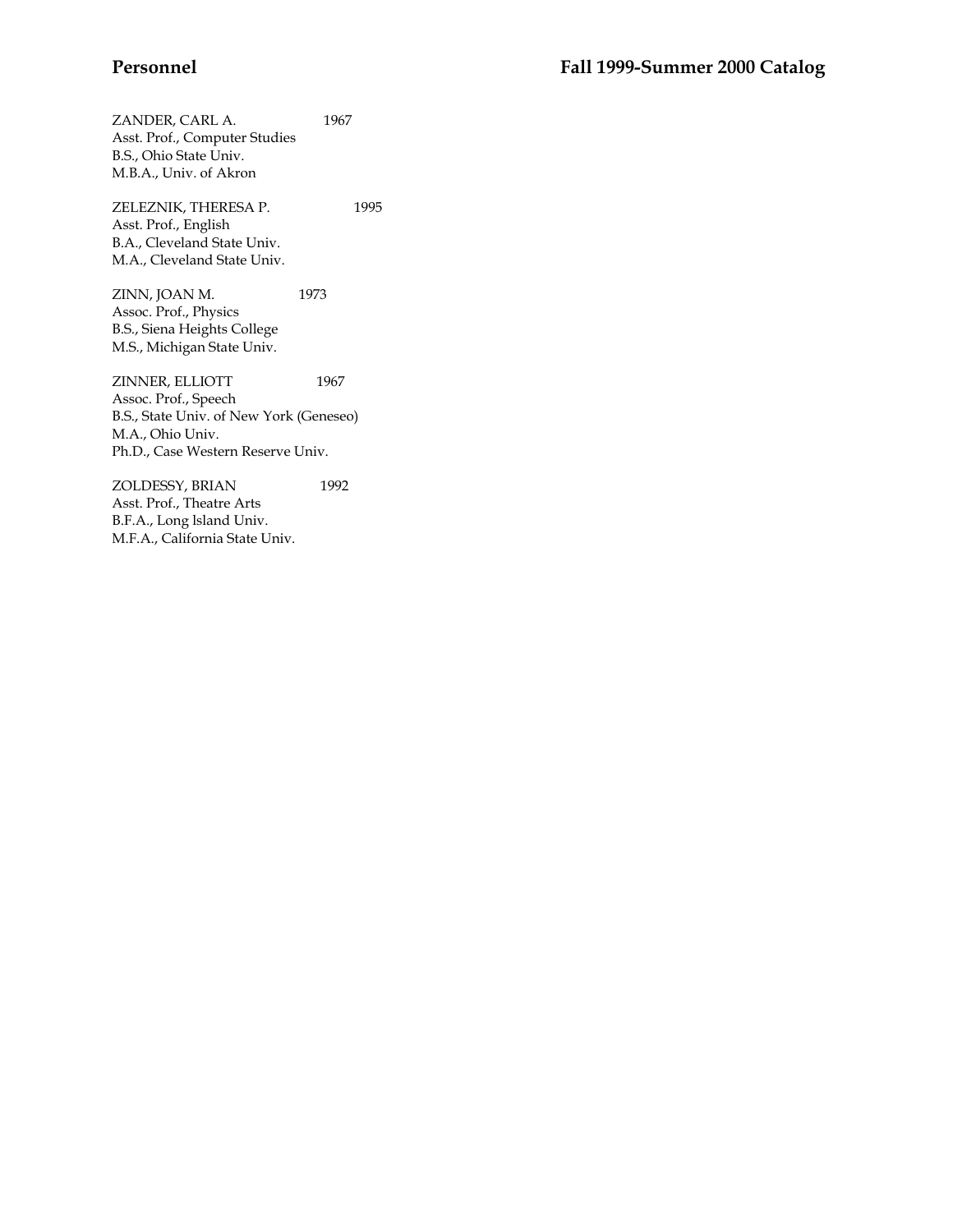ZANDER, CARL A. 1967
Asst. Prof., Computer Studies
B.S., Ohio State Univ.
M.B.A., Univ. of Akron

ZELEZNIK, THERESA P. 1995
Asst. Prof., English
B.A., Cleveland State Univ.
M.A., Cleveland State Univ.

ZINN, JOAN M. 1973
Assoc. Prof., Physics
B.S., Siena Heights College
M.S., Michigan State Univ.

ZINNER, ELLIOTT 1967
Assoc. Prof., Speech
B.S., State Univ. of New York (Geneseo)
M.A., Ohio Univ.
Ph.D., Case Western Reserve Univ.

ZOLDESSY, BRIAN 1992
Asst. Prof., Theatre Arts
B.F.A., Long lsland Univ.
M.F.A., California State Univ.